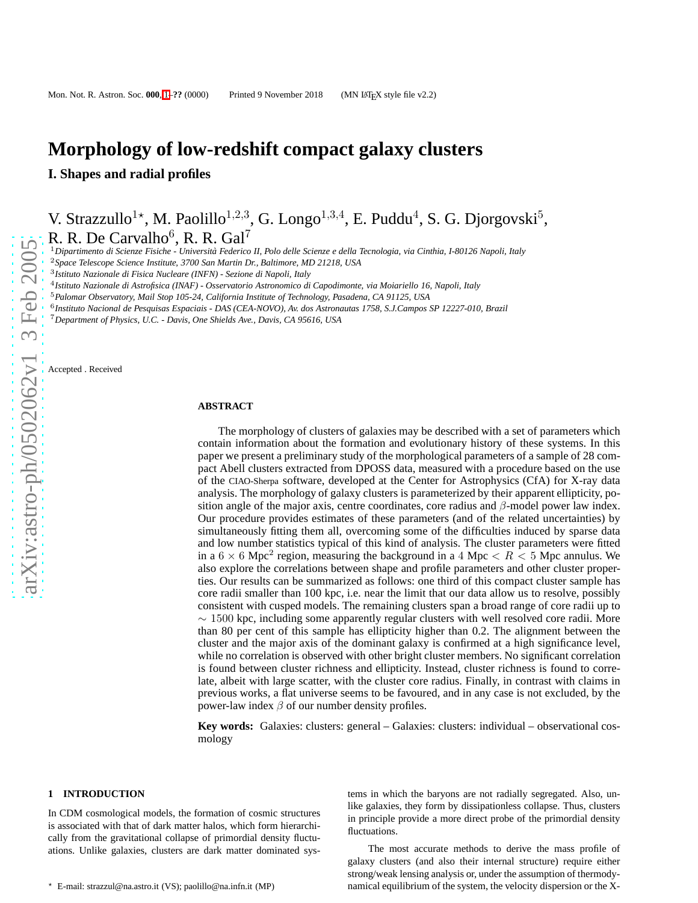# Morphology of low-redshift compact galaxy clusters

## I. Shapes and radial profiles

V. Strazzullo[1⋆], M. Paolillo[1,2,3], G. Longo[1,3,4], E. Puddu[4], S. G. Djorgovski[5], R. R. De Carvalho[6], R. R. Gal[7]

[1] *Dipartimento di Scienze Fisiche - Università Federico II, Polo delle Scienze e della Tecnologia, via Cinthia, I-80126 Napoli, Italy*
[2] *Space Telescope Science Institute, 3700 San Martin Dr., Baltimore, MD 21218, USA*
[3] *Istituto Nazionale di Fisica Nucleare (INFN) - Sezione di Napoli, Italy*
[4] *Istituto Nazionale di Astrofisica (INAF) - Osservatorio Astronomico di Capodimonte, via Moiariello 16, Napoli, Italy*
[5] *Palomar Observatory, Mail Stop 105-24, California Institute of Technology, Pasadena, CA 91125, USA*
[6] *Instituto Nacional de Pesquisas Espaciais - DAS (CEA-NOVO), Av. dos Astronautas 1758, S.J.Campos SP 12227-010, Brazil*
[7] *Department of Physics, U.C. - Davis, One Shields Ave., Davis, CA 95616, USA*

Accepted . Received

### ABSTRACT

The morphology of clusters of galaxies may be described with a set of parameters which contain information about the formation and evolutionary history of these systems. In this paper we present a preliminary study of the morphological parameters of a sample of 28 compact Abell clusters extracted from DPOSS data, measured with a procedure based on the use of the CIAO-Sherpa software, developed at the Center for Astrophysics (CfA) for X-ray data analysis. The morphology of galaxy clusters is parameterized by their apparent ellipticity, position angle of the major axis, centre coordinates, core radius and $\beta$-model power law index. Our procedure provides estimates of these parameters (and of the related uncertainties) by simultaneously fitting them all, overcoming some of the difficulties induced by sparse data and low number statistics typical of this kind of analysis. The cluster parameters were fitted in a $6 \times 6$ Mpc$^2$ region, measuring the background in a $4$ Mpc $< R < 5$ Mpc annulus. We also explore the correlations between shape and profile parameters and other cluster properties. Our results can be summarized as follows: one third of this compact cluster sample has core radii smaller than 100 kpc, i.e. near the limit that our data allow us to resolve, possibly consistent with cusped models. The remaining clusters span a broad range of core radii up to $\sim 1500$ kpc, including some apparently regular clusters with well resolved core radii. More than 80 per cent of this sample has ellipticity higher than 0.2. The alignment between the cluster and the major axis of the dominant galaxy is confirmed at a high significance level, while no correlation is observed with other bright cluster members. No significant correlation is found between cluster richness and ellipticity. Instead, cluster richness is found to correlate, albeit with large scatter, with the cluster core radius. Finally, in contrast with claims in previous works, a flat universe seems to be favoured, and in any case is not excluded, by the power-law index $\beta$ of our number density profiles.

**Key words:** Galaxies: clusters: general – Galaxies: clusters: individual – observational cosmology

## 1 INTRODUCTION

In CDM cosmological models, the formation of cosmic structures is associated with that of dark matter halos, which form hierarchically from the gravitational collapse of primordial density fluctuations. Unlike galaxies, clusters are dark matter dominated systems in which the baryons are not radially segregated. Also, unlike galaxies, they form by dissipationless collapse. Thus, clusters in principle provide a more direct probe of the primordial density fluctuations.

The most accurate methods to derive the mass profile of galaxy clusters (and also their internal structure) require either strong/weak lensing analysis or, under the assumption of thermodynamical equilibrium of the system, the velocity dispersion or the X-

⋆ E-mail: strazzul@na.astro.it (VS); paolillo@na.infn.it (MP)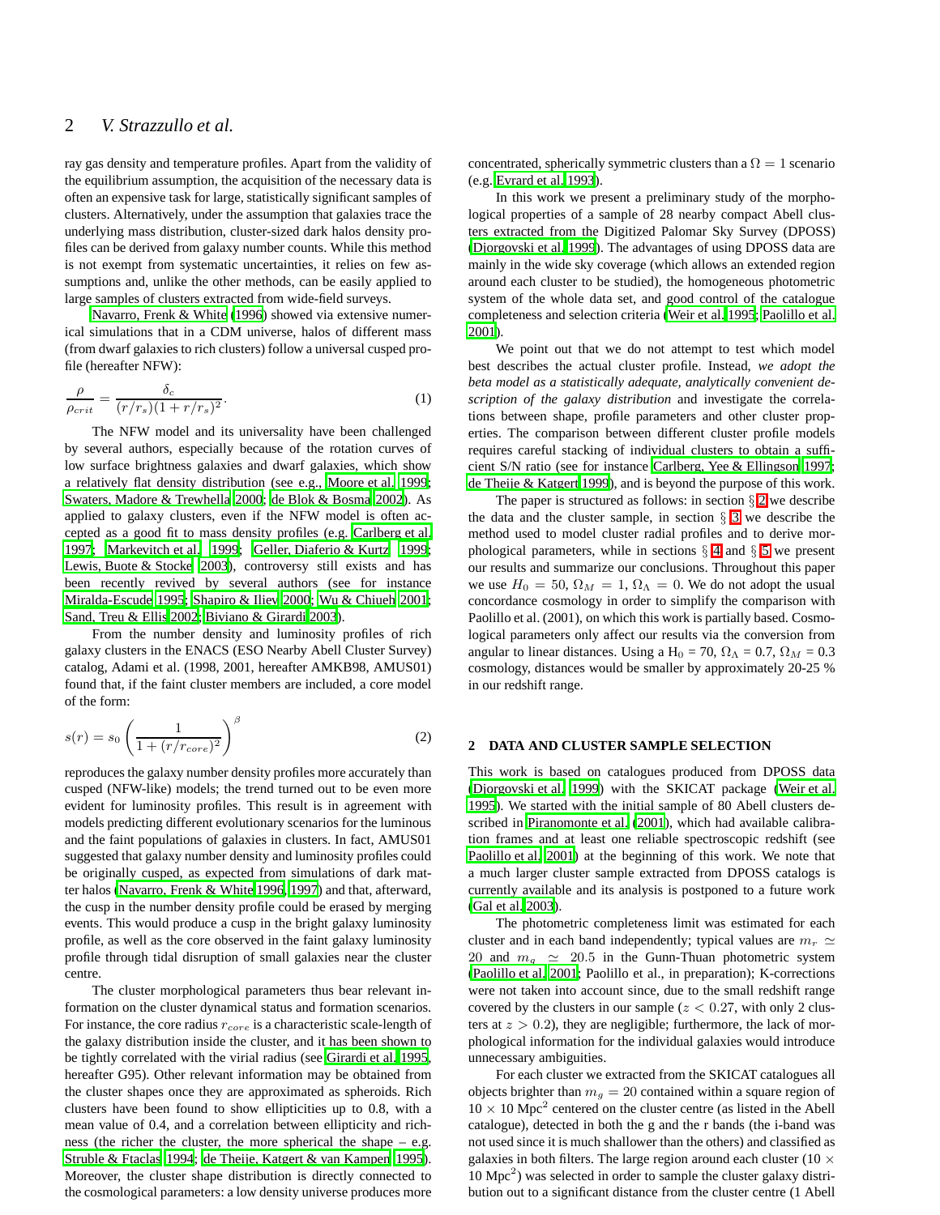ray gas density and temperature profiles. Apart from the validity of the equilibrium assumption, the acquisition of the necessary data is often an expensive task for large, statistically significant samples of clusters. Alternatively, under the assumption that galaxies trace the underlying mass distribution, cluster-sized dark halos density profiles can be derived from galaxy number counts. While this method is not exempt from systematic uncertainties, it relies on few assumptions and, unlike the other methods, can be easily applied to large samples of clusters extracted from wide-field surveys.

Navarro, Frenk & White (1996) showed via extensive numerical simulations that in a CDM universe, halos of different mass (from dwarf galaxies to rich clusters) follow a universal cusped profile (hereafter NFW):

$$\frac{\rho}{\rho_{crit}} = \frac{\delta_c}{(r/r_s)(1+r/r_s)^2}. \quad (1)$$

The NFW model and its universality have been challenged by several authors, especially because of the rotation curves of low surface brightness galaxies and dwarf galaxies, which show a relatively flat density distribution (see e.g., Moore et al. 1999; Swaters, Madore & Trewhella 2000; de Blok & Bosma 2002). As applied to galaxy clusters, even if the NFW model is often accepted as a good fit to mass density profiles (e.g. Carlberg et al. 1997; Markevitch et al. 1999; Geller, Diaferio & Kurtz 1999; Lewis, Buote & Stocke 2003), controversy still exists and has been recently revived by several authors (see for instance Miralda-Escude 1995; Shapiro & Iliev 2000; Wu & Chiueh 2001; Sand, Treu & Ellis 2002; Biviano & Girardi 2003).

From the number density and luminosity profiles of rich galaxy clusters in the ENACS (ESO Nearby Abell Cluster Survey) catalog, Adami et al. (1998, 2001, hereafter AMKB98, AMUS01) found that, if the faint cluster members are included, a core model of the form:

$$s(r) = s_0 \left( \frac{1}{1+(r/r_{core})^2} \right)^{\beta} \quad (2)$$

reproduces the galaxy number density profiles more accurately than cusped (NFW-like) models; the trend turned out to be even more evident for luminosity profiles. This result is in agreement with models predicting different evolutionary scenarios for the luminous and the faint populations of galaxies in clusters. In fact, AMUS01 suggested that galaxy number density and luminosity profiles could be originally cusped, as expected from simulations of dark matter halos (Navarro, Frenk & White 1996, 1997) and that, afterward, the cusp in the number density profile could be erased by merging events. This would produce a cusp in the bright galaxy luminosity profile, as well as the core observed in the faint galaxy luminosity profile through tidal disruption of small galaxies near the cluster centre.

The cluster morphological parameters thus bear relevant information on the cluster dynamical status and formation scenarios. For instance, the core radius $r_{core}$ is a characteristic scale-length of the galaxy distribution inside the cluster, and it has been shown to be tightly correlated with the virial radius (see Girardi et al. 1995, hereafter G95). Other relevant information may be obtained from the cluster shapes once they are approximated as spheroids. Rich clusters have been found to show ellipticities up to 0.8, with a mean value of 0.4, and a correlation between ellipticity and richness (the richer the cluster, the more spherical the shape – e.g. Struble & Ftaclas 1994; de Theije, Katgert & van Kampen 1995). Moreover, the cluster shape distribution is directly connected to the cosmological parameters: a low density universe produces more concentrated, spherically symmetric clusters than a $\Omega = 1$ scenario (e.g. Evrard et al. 1993).

In this work we present a preliminary study of the morphological properties of a sample of 28 nearby compact Abell clusters extracted from the Digitized Palomar Sky Survey (DPOSS) (Djorgovski et al. 1999). The advantages of using DPOSS data are mainly in the wide sky coverage (which allows an extended region around each cluster to be studied), the homogeneous photometric system of the whole data set, and good control of the catalogue completeness and selection criteria (Weir et al. 1995; Paolillo et al. 2001).

We point out that we do not attempt to test which model best describes the actual cluster profile. Instead, *we adopt the beta model as a statistically adequate, analytically convenient description of the galaxy distribution* and investigate the correlations between shape, profile parameters and other cluster properties. The comparison between different cluster profile models requires careful stacking of individual clusters to obtain a sufficient S/N ratio (see for instance Carlberg, Yee & Ellingson 1997; de Theije & Katgert 1999), and is beyond the purpose of this work.

The paper is structured as follows: in section § 2 we describe the data and the cluster sample, in section § 3 we describe the method used to model cluster radial profiles and to derive morphological parameters, while in sections § 4 and § 5 we present our results and summarize our conclusions. Throughout this paper we use $H_0 = 50$, $\Omega_M = 1$, $\Omega_\Lambda = 0$. We do not adopt the usual concordance cosmology in order to simplify the comparison with Paolillo et al. (2001), on which this work is partially based. Cosmological parameters only affect our results via the conversion from angular to linear distances. Using a $H_0 = 70$, $\Omega_\Lambda = 0.7$, $\Omega_M = 0.3$ cosmology, distances would be smaller by approximately 20-25 % in our redshift range.

## 2 DATA AND CLUSTER SAMPLE SELECTION

This work is based on catalogues produced from DPOSS data (Djorgovski et al. 1999) with the SKICAT package (Weir et al. 1995). We started with the initial sample of 80 Abell clusters described in Piranomonte et al. (2001), which had available calibration frames and at least one reliable spectroscopic redshift (see Paolillo et al. 2001) at the beginning of this work. We note that a much larger cluster sample extracted from DPOSS catalogs is currently available and its analysis is postponed to a future work (Gal et al. 2003).

The photometric completeness limit was estimated for each cluster and in each band independently; typical values are $m_r \simeq 20$ and $m_g \simeq 20.5$ in the Gunn-Thuan photometric system (Paolillo et al. 2001; Paolillo et al., in preparation); K-corrections were not taken into account since, due to the small redshift range covered by the clusters in our sample ($z < 0.27$, with only 2 clusters at $z > 0.2$), they are negligible; furthermore, the lack of morphological information for the individual galaxies would introduce unnecessary ambiguities.

For each cluster we extracted from the SKICAT catalogues all objects brighter than $m_g = 20$ contained within a square region of $10 \times 10$ Mpc$^2$ centered on the cluster centre (as listed in the Abell catalogue), detected in both the g and the r bands (the i-band was not used since it is much shallower than the others) and classified as galaxies in both filters. The large region around each cluster ($10 \times 10$ Mpc$^2$) was selected in order to sample the cluster galaxy distribution out to a significant distance from the cluster centre (1 Abell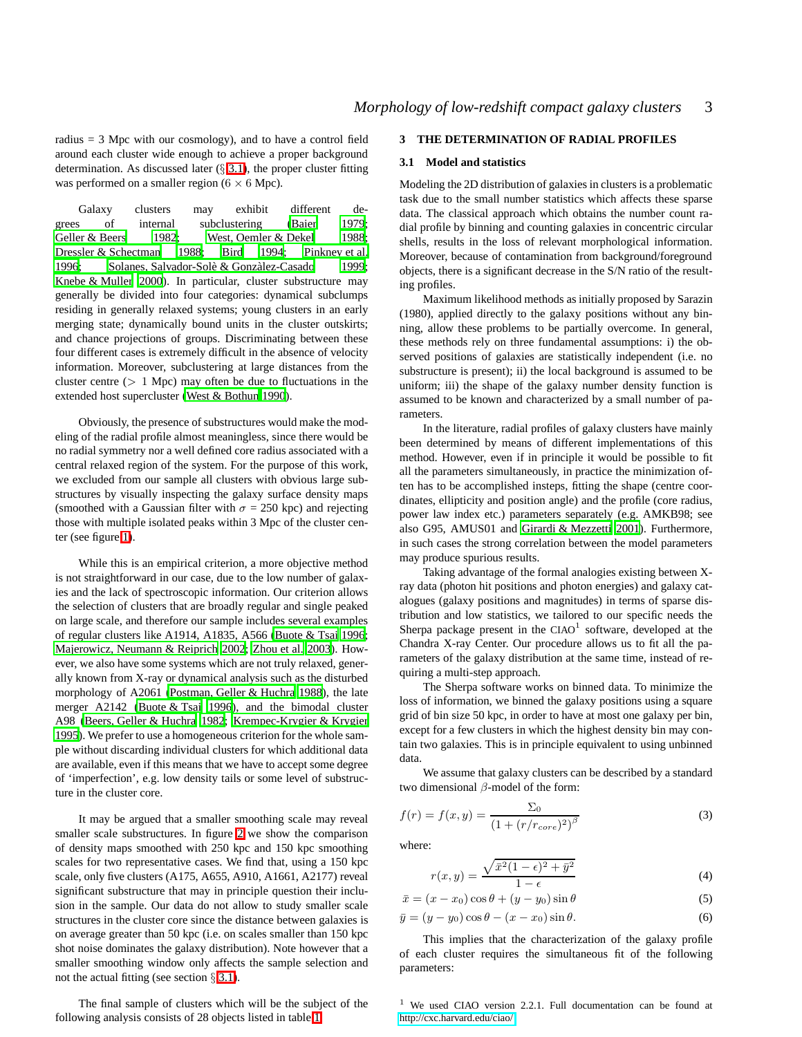radius = 3 Mpc with our cosmology), and to have a control field around each cluster wide enough to achieve a proper background determination. As discussed later (§ 3.1), the proper cluster fitting was performed on a smaller region ($6 \times 6$ Mpc).

Galaxy clusters may exhibit different degrees of internal subclustering (Baier 1979; Geller & Beers 1982; West, Oemler & Dekel 1988; Dressler & Schectman 1988; Bird 1994; Pinkney et al. 1996; Solanes, Salvador-Solè & Gonzàlez-Casado 1999; Knebe & Muller 2000). In particular, cluster substructure may generally be divided into four categories: dynamical subclumps residing in generally relaxed systems; young clusters in an early merging state; dynamically bound units in the cluster outskirts; and chance projections of groups. Discriminating between these four different cases is extremely difficult in the absence of velocity information. Moreover, subclustering at large distances from the cluster centre ($> 1$ Mpc) may often be due to fluctuations in the extended host supercluster (West & Bothun 1990).

Obviously, the presence of substructures would make the modeling of the radial profile almost meaningless, since there would be no radial symmetry nor a well defined core radius associated with a central relaxed region of the system. For the purpose of this work, we excluded from our sample all clusters with obvious large substructures by visually inspecting the galaxy surface density maps (smoothed with a Gaussian filter with $\sigma = 250$ kpc) and rejecting those with multiple isolated peaks within 3 Mpc of the cluster center (see figure 1).

While this is an empirical criterion, a more objective method is not straightforward in our case, due to the low number of galaxies and the lack of spectroscopic information. Our criterion allows the selection of clusters that are broadly regular and single peaked on large scale, and therefore our sample includes several examples of regular clusters like A1914, A1835, A566 (Buote & Tsai 1996; Majerowicz, Neumann & Reiprich 2002; Zhou et al. 2003). However, we also have some systems which are not truly relaxed, generally known from X-ray or dynamical analysis such as the disturbed morphology of A2061 (Postman, Geller & Huchra 1988), the late merger A2142 (Buote & Tsai 1996), and the bimodal cluster A98 (Beers, Geller & Huchra 1982; Krempec-Krygier & Krygier 1995). We prefer to use a homogeneous criterion for the whole sample without discarding individual clusters for which additional data are available, even if this means that we have to accept some degree of 'imperfection', e.g. low density tails or some level of substructure in the cluster core.

It may be argued that a smaller smoothing scale may reveal smaller scale substructures. In figure 2 we show the comparison of density maps smoothed with 250 kpc and 150 kpc smoothing scales for two representative cases. We find that, using a 150 kpc scale, only five clusters (A175, A655, A910, A1661, A2177) reveal significant substructure that may in principle question their inclusion in the sample. Our data do not allow to study smaller scale structures in the cluster core since the distance between galaxies is on average greater than 50 kpc (i.e. on scales smaller than 150 kpc shot noise dominates the galaxy distribution). Note however that a smaller smoothing window only affects the sample selection and not the actual fitting (see section § 3.1).

The final sample of clusters which will be the subject of the following analysis consists of 28 objects listed in table 1.

## 3 THE DETERMINATION OF RADIAL PROFILES

### 3.1 Model and statistics

Modeling the 2D distribution of galaxies in clusters is a problematic task due to the small number statistics which affects these sparse data. The classical approach which obtains the number count radial profile by binning and counting galaxies in concentric circular shells, results in the loss of relevant morphological information. Moreover, because of contamination from background/foreground objects, there is a significant decrease in the S/N ratio of the resulting profiles.

Maximum likelihood methods as initially proposed by Sarazin (1980), applied directly to the galaxy positions without any binning, allow these problems to be partially overcome. In general, these methods rely on three fundamental assumptions: i) the observed positions of galaxies are statistically independent (i.e. no substructure is present); ii) the local background is assumed to be uniform; iii) the shape of the galaxy number density function is assumed to be known and characterized by a small number of parameters.

In the literature, radial profiles of galaxy clusters have mainly been determined by means of different implementations of this method. However, even if in principle it would be possible to fit all the parameters simultaneously, in practice the minimization often has to be accomplished insteps, fitting the shape (centre coordinates, ellipticity and position angle) and the profile (core radius, power law index etc.) parameters separately (e.g. AMKB98; see also G95, AMUS01 and Girardi & Mezzetti 2001). Furthermore, in such cases the strong correlation between the model parameters may produce spurious results.

Taking advantage of the formal analogies existing between X-ray data (photon hit positions and photon energies) and galaxy catalogues (galaxy positions and magnitudes) in terms of sparse distribution and low statistics, we tailored to our specific needs the Sherpa package present in the CIAO[1] software, developed at the Chandra X-ray Center. Our procedure allows us to fit all the parameters of the galaxy distribution at the same time, instead of requiring a multi-step approach.

The Sherpa software works on binned data. To minimize the loss of information, we binned the galaxy positions using a square grid of bin size 50 kpc, in order to have at most one galaxy per bin, except for a few clusters in which the highest density bin may contain two galaxies. This is in principle equivalent to using unbinned data.

We assume that galaxy clusters can be described by a standard two dimensional $\beta$-model of the form:

$$f(r) = f(x,y) = \frac{\Sigma_0}{\left(1 + (r/r_{core})^2\right)^{\beta}} \tag{3}$$

where:

$$r(x,y) = \frac{\sqrt{\bar{x}^2(1-\epsilon)^2 + \bar{y}^2}}{1-\epsilon} \tag{4}$$

$$\bar{x} = (x - x_0)\cos\theta + (y - y_0)\sin\theta \tag{5}$$

$$\bar{y} = (y - y_0)\cos\theta - (x - x_0)\sin\theta. \tag{6}$$

This implies that the characterization of the galaxy profile of each cluster requires the simultaneous fit of the following parameters:

[1] We used CIAO version 2.2.1. Full documentation can be found at http://cxc.harvard.edu/ciao/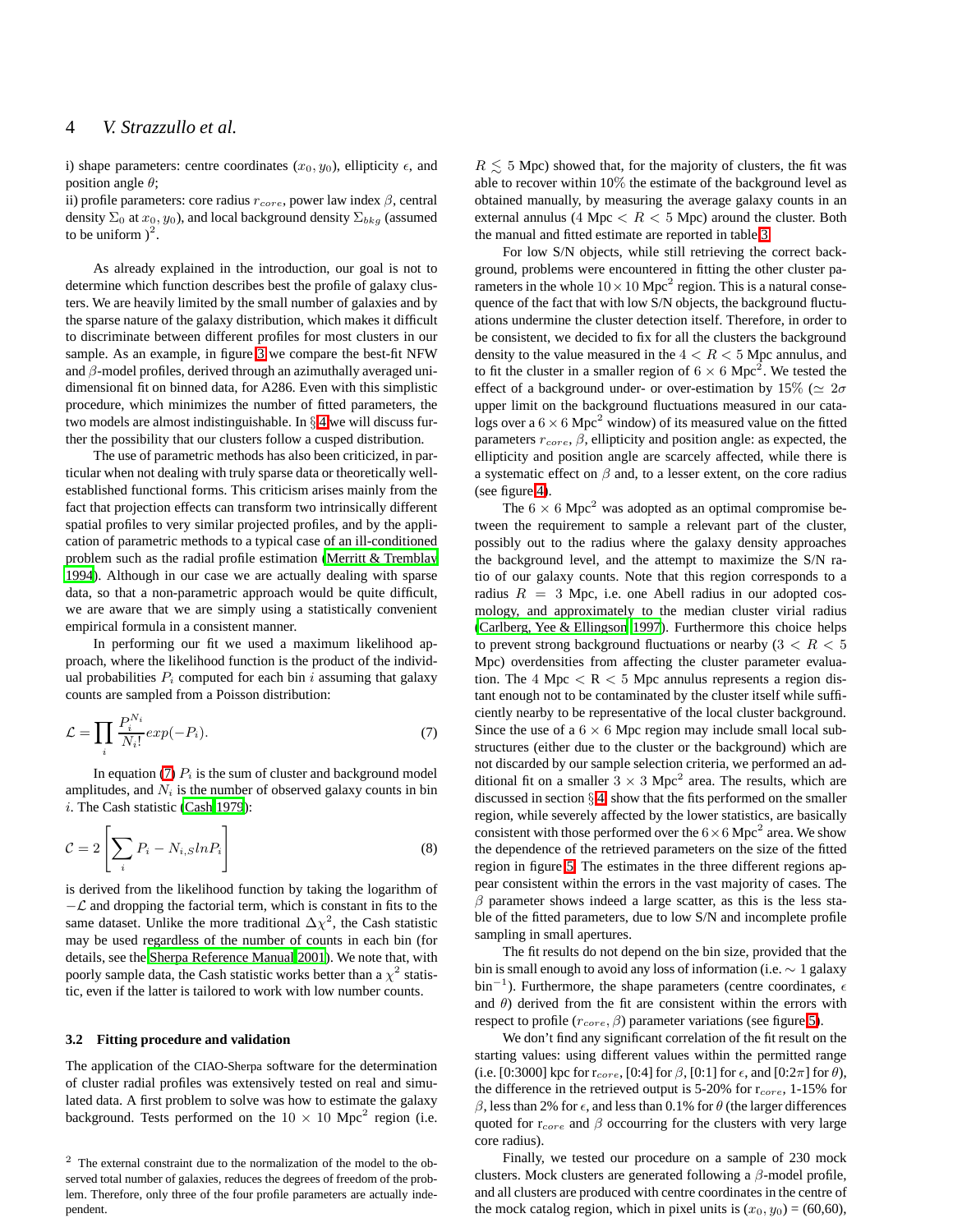i) shape parameters: centre coordinates ($x_0, y_0$), ellipticity $\epsilon$, and position angle $\theta$;
ii) profile parameters: core radius $r_{core}$, power law index $\beta$, central density $\Sigma_0$ at $x_0, y_0$), and local background density $\Sigma_{bkg}$ (assumed to be uniform )[2].

As already explained in the introduction, our goal is not to determine which function describes best the profile of galaxy clusters. We are heavily limited by the small number of galaxies and by the sparse nature of the galaxy distribution, which makes it difficult to discriminate between different profiles for most clusters in our sample. As an example, in figure 3 we compare the best-fit NFW and $\beta$-model profiles, derived through an azimuthally averaged unidimensional fit on binned data, for A286. Even with this simplistic procedure, which minimizes the number of fitted parameters, the two models are almost indistinguishable. In §4 we will discuss further the possibility that our clusters follow a cusped distribution.

The use of parametric methods has also been criticized, in particular when not dealing with truly sparse data or theoretically well-established functional forms. This criticism arises mainly from the fact that projection effects can transform two intrinsically different spatial profiles to very similar projected profiles, and by the application of parametric methods to a typical case of an ill-conditioned problem such as the radial profile estimation (Merritt & Tremblay 1994). Although in our case we are actually dealing with sparse data, so that a non-parametric approach would be quite difficult, we are aware that we are simply using a statistically convenient empirical formula in a consistent manner.

In performing our fit we used a maximum likelihood approach, where the likelihood function is the product of the individual probabilities $P_i$ computed for each bin $i$ assuming that galaxy counts are sampled from a Poisson distribution:

$$\mathcal{L} = \prod_i \frac{P_i^{N_i}}{N_i!} exp(-P_i). \tag{7}$$

In equation (7) $P_i$ is the sum of cluster and background model amplitudes, and $N_i$ is the number of observed galaxy counts in bin $i$. The Cash statistic (Cash 1979):

$$\mathcal{C} = 2 \left[ \sum_i P_i - N_{i,S} ln P_i \right] \tag{8}$$

is derived from the likelihood function by taking the logarithm of $-\mathcal{L}$ and dropping the factorial term, which is constant in fits to the same dataset. Unlike the more traditional $\Delta\chi^2$, the Cash statistic may be used regardless of the number of counts in each bin (for details, see the Sherpa Reference Manual 2001). We note that, with poorly sample data, the Cash statistic works better than a $\chi^2$ statistic, even if the latter is tailored to work with low number counts.

### 3.2 Fitting procedure and validation

The application of the CIAO-Sherpa software for the determination of cluster radial profiles was extensively tested on real and simulated data. A first problem to solve was how to estimate the galaxy background. Tests performed on the $10 \times 10$ Mpc$^2$ region (i.e. $R \lesssim 5$ Mpc) showed that, for the majority of clusters, the fit was able to recover within 10% the estimate of the background level as obtained manually, by measuring the average galaxy counts in an external annulus (4 Mpc $< R <$ 5 Mpc) around the cluster. Both the manual and fitted estimate are reported in table 3.

For low S/N objects, while still retrieving the correct background, problems were encountered in fitting the other cluster parameters in the whole $10 \times 10$ Mpc$^2$ region. This is a natural consequence of the fact that with low S/N objects, the background fluctuations undermine the cluster detection itself. Therefore, in order to be consistent, we decided to fix for all the clusters the background density to the value measured in the $4 < R < 5$ Mpc annulus, and to fit the cluster in a smaller region of $6 \times 6$ Mpc$^2$. We tested the effect of a background under- or over-estimation by 15% ($\simeq 2\sigma$ upper limit on the background fluctuations measured in our catalogs over a $6 \times 6$ Mpc$^2$ window) of its measured value on the fitted parameters $r_{core}$, $\beta$, ellipticity and position angle: as expected, the ellipticity and position angle are scarcely affected, while there is a systematic effect on $\beta$ and, to a lesser extent, on the core radius (see figure 4).

The $6 \times 6$ Mpc$^2$ was adopted as an optimal compromise between the requirement to sample a relevant part of the cluster, possibly out to the radius where the galaxy density approaches the background level, and the attempt to maximize the S/N ratio of our galaxy counts. Note that this region corresponds to a radius $R = 3$ Mpc, i.e. one Abell radius in our adopted cosmology, and approximately to the median cluster virial radius (Carlberg, Yee & Ellingson 1997). Furthermore this choice helps to prevent strong background fluctuations or nearby ($3 < R < 5$ Mpc) overdensities from affecting the cluster parameter evaluation. The 4 Mpc $<$ R $<$ 5 Mpc annulus represents a region distant enough not to be contaminated by the cluster itself while sufficiently nearby to be representative of the local cluster background. Since the use of a $6 \times 6$ Mpc region may include small local substructures (either due to the cluster or the background) which are not discarded by our sample selection criteria, we performed an additional fit on a smaller $3 \times 3$ Mpc$^2$ area. The results, which are discussed in section §4 show that the fits performed on the smaller region, while severely affected by the lower statistics, are basically consistent with those performed over the $6 \times 6$ Mpc$^2$ area. We show the dependence of the retrieved parameters on the size of the fitted region in figure 5. The estimates in the three different regions appear consistent within the errors in the vast majority of cases. The $\beta$ parameter shows indeed a large scatter, as this is the less stable of the fitted parameters, due to low S/N and incomplete profile sampling in small apertures.

The fit results do not depend on the bin size, provided that the bin is small enough to avoid any loss of information (i.e. $\sim 1$ galaxy bin$^{-1}$). Furthermore, the shape parameters (centre coordinates, $\epsilon$ and $\theta$) derived from the fit are consistent within the errors with respect to profile ($r_{core}$, $\beta$) parameter variations (see figure 5).

We don't find any significant correlation of the fit result on the starting values: using different values within the permitted range (i.e. [0:3000] kpc for $r_{core}$, [0:4] for $\beta$, [0:1] for $\epsilon$, and [0:$2\pi$] for $\theta$), the difference in the retrieved output is 5-20% for $r_{core}$, 1-15% for $\beta$, less than 2% for $\epsilon$, and less than 0.1% for $\theta$ (the larger differences quoted for $r_{core}$ and $\beta$ occourring for the clusters with very large core radius).

Finally, we tested our procedure on a sample of 230 mock clusters. Mock clusters are generated following a $\beta$-model profile, and all clusters are produced with centre coordinates in the centre of the mock catalog region, which in pixel units is ($x_0, y_0$) = (60,60),

---

[2] The external constraint due to the normalization of the model to the observed total number of galaxies, reduces the degrees of freedom of the problem. Therefore, only three of the four profile parameters are actually independent.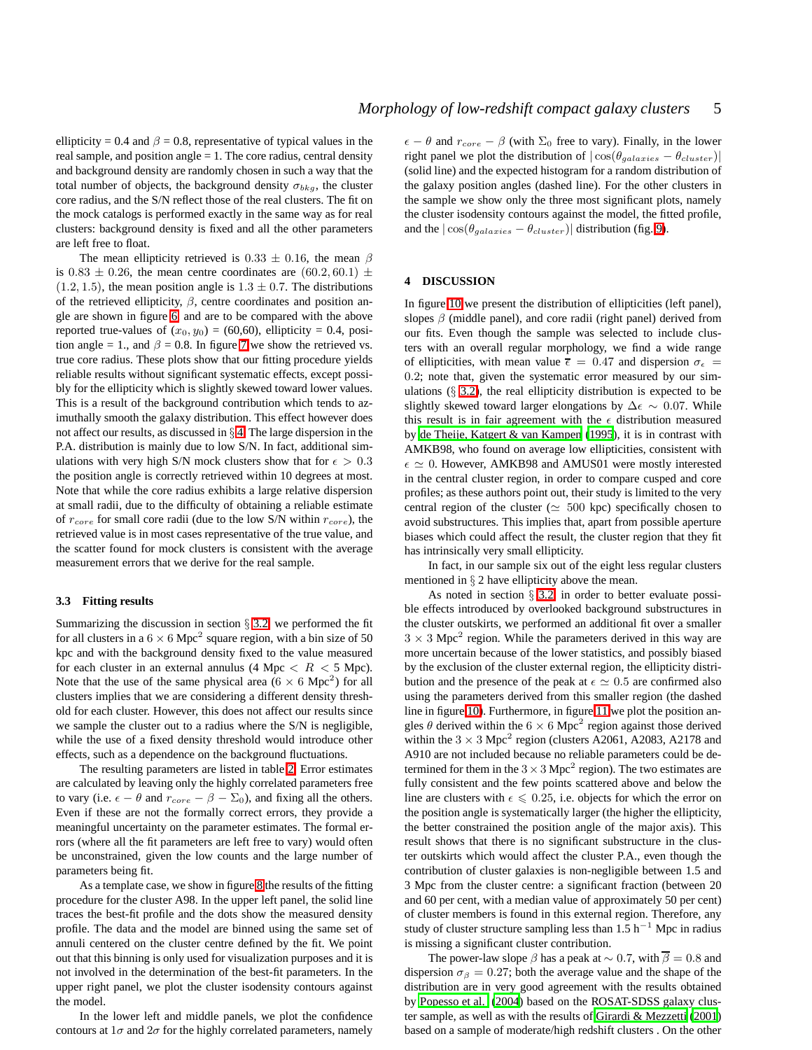ellipticity = 0.4 and $\beta$ = 0.8, representative of typical values in the real sample, and position angle = 1. The core radius, central density and background density are randomly chosen in such a way that the total number of objects, the background density $\sigma_{bkg}$, the cluster core radius, and the S/N reflect those of the real clusters. The fit on the mock catalogs is performed exactly in the same way as for real clusters: background density is fixed and all the other parameters are left free to float.

The mean ellipticity retrieved is $0.33 \pm 0.16$, the mean $\beta$ is $0.83 \pm 0.26$, the mean centre coordinates are $(60.2, 60.1) \pm (1.2, 1.5)$, the mean position angle is $1.3 \pm 0.7$. The distributions of the retrieved ellipticity, $\beta$, centre coordinates and position angle are shown in figure 6, and are to be compared with the above reported true-values of $(x_0, y_0)$ = (60,60), ellipticity = 0.4, position angle = 1., and $\beta$ = 0.8. In figure 7 we show the retrieved vs. true core radius. These plots show that our fitting procedure yields reliable results without significant systematic effects, except possibly for the ellipticity which is slightly skewed toward lower values. This is a result of the background contribution which tends to azimuthally smooth the galaxy distribution. This effect however does not affect our results, as discussed in § 4. The large dispersion in the P.A. distribution is mainly due to low S/N. In fact, additional simulations with very high S/N mock clusters show that for $\epsilon > 0.3$ the position angle is correctly retrieved within 10 degrees at most. Note that while the core radius exhibits a large relative dispersion at small radii, due to the difficulty of obtaining a reliable estimate of $r_{core}$ for small core radii (due to the low S/N within $r_{core}$), the retrieved value is in most cases representative of the true value, and the scatter found for mock clusters is consistent with the average measurement errors that we derive for the real sample.

### 3.3 Fitting results

Summarizing the discussion in section § 3.2, we performed the fit for all clusters in a $6 \times 6$ Mpc$^2$ square region, with a bin size of 50 kpc and with the background density fixed to the value measured for each cluster in an external annulus (4 Mpc $< R <$ 5 Mpc). Note that the use of the same physical area ($6 \times 6$ Mpc$^2$) for all clusters implies that we are considering a different density threshold for each cluster. However, this does not affect our results since we sample the cluster out to a radius where the S/N is negligible, while the use of a fixed density threshold would introduce other effects, such as a dependence on the background fluctuations.

The resulting parameters are listed in table 2. Error estimates are calculated by leaving only the highly correlated parameters free to vary (i.e. $\epsilon - \theta$ and $r_{core} - \beta - \Sigma_0$), and fixing all the others. Even if these are not the formally correct errors, they provide a meaningful uncertainty on the parameter estimates. The formal errors (where all the fit parameters are left free to vary) would often be unconstrained, given the low counts and the large number of parameters being fit.

As a template case, we show in figure 8 the results of the fitting procedure for the cluster A98. In the upper left panel, the solid line traces the best-fit profile and the dots show the measured density profile. The data and the model are binned using the same set of annuli centered on the cluster centre defined by the fit. We point out that this binning is only used for visualization purposes and it is not involved in the determination of the best-fit parameters. In the upper right panel, we plot the cluster isodensity contours against the model.

In the lower left and middle panels, we plot the confidence contours at $1\sigma$ and $2\sigma$ for the highly correlated parameters, namely $\epsilon - \theta$ and $r_{core} - \beta$ (with $\Sigma_0$ free to vary). Finally, in the lower right panel we plot the distribution of $|\cos(\theta_{galaxies} - \theta_{cluster})|$ (solid line) and the expected histogram for a random distribution of the galaxy position angles (dashed line). For the other clusters in the sample we show only the three most significant plots, namely the cluster isodensity contours against the model, the fitted profile, and the $|\cos(\theta_{galaxies} - \theta_{cluster})|$ distribution (fig. 9).

## 4 DISCUSSION

In figure 10 we present the distribution of ellipticities (left panel), slopes $\beta$ (middle panel), and core radii (right panel) derived from our fits. Even though the sample was selected to include clusters with an overall regular morphology, we find a wide range of ellipticities, with mean value $\overline{\epsilon} = 0.47$ and dispersion $\sigma_\epsilon = 0.2$; note that, given the systematic error measured by our simulations (§ 3.2), the real ellipticity distribution is expected to be slightly skewed toward larger elongations by $\Delta\epsilon \sim 0.07$. While this result is in fair agreement with the $\epsilon$ distribution measured by de Theije, Katgert & van Kampen (1995), it is in contrast with AMKB98, who found on average low ellipticities, consistent with $\epsilon \simeq 0$. However, AMKB98 and AMUS01 were mostly interested in the central cluster region, in order to compare cusped and core profiles; as these authors point out, their study is limited to the very central region of the cluster ($\simeq$ 500 kpc) specifically chosen to avoid substructures. This implies that, apart from possible aperture biases which could affect the result, the cluster region that they fit has intrinsically very small ellipticity.

In fact, in our sample six out of the eight less regular clusters mentioned in § 2 have ellipticity above the mean.

As noted in section § 3.2, in order to better evaluate possible effects introduced by overlooked background substructures in the cluster outskirts, we performed an additional fit over a smaller $3 \times 3$ Mpc$^2$ region. While the parameters derived in this way are more uncertain because of the lower statistics, and possibly biased by the exclusion of the cluster external region, the ellipticity distribution and the presence of the peak at $\epsilon \simeq 0.5$ are confirmed also using the parameters derived from this smaller region (the dashed line in figure 10). Furthermore, in figure 11 we plot the position angles $\theta$ derived within the $6 \times 6$ Mpc$^2$ region against those derived within the $3 \times 3$ Mpc$^2$ region (clusters A2061, A2083, A2178 and A910 are not included because no reliable parameters could be determined for them in the $3 \times 3$ Mpc$^2$ region). The two estimates are fully consistent and the few points scattered above and below the line are clusters with $\epsilon \leqslant 0.25$, i.e. objects for which the error on the position angle is systematically larger (the higher the ellipticity, the better constrained the position angle of the major axis). This result shows that there is no significant substructure in the cluster outskirts which would affect the cluster P.A., even though the contribution of cluster galaxies is non-negligible between 1.5 and 3 Mpc from the cluster centre: a significant fraction (between 20 and 60 per cent, with a median value of approximately 50 per cent) of cluster members is found in this external region. Therefore, any study of cluster structure sampling less than 1.5 h$^{-1}$ Mpc in radius is missing a significant cluster contribution.

The power-law slope $\beta$ has a peak at $\sim 0.7$, with $\overline{\beta} = 0.8$ and dispersion $\sigma_\beta = 0.27$; both the average value and the shape of the distribution are in very good agreement with the results obtained by Popesso et al. (2004) based on the ROSAT-SDSS galaxy cluster sample, as well as with the results of Girardi & Mezzetti (2001) based on a sample of moderate/high redshift clusters . On the other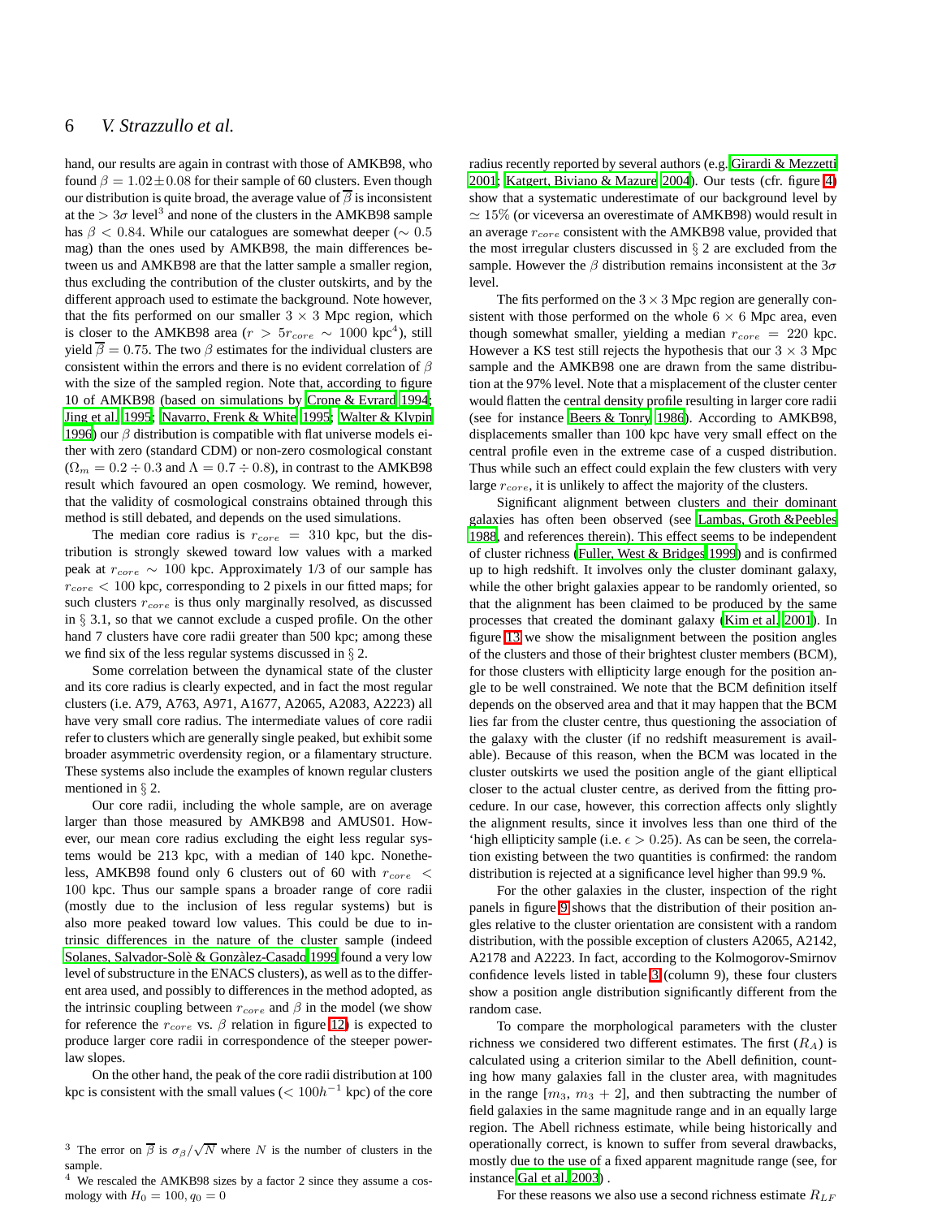hand, our results are again in contrast with those of AMKB98, who found $\beta = 1.02 \pm 0.08$ for their sample of 60 clusters. Even though our distribution is quite broad, the average value of $\overline{\beta}$ is inconsistent at the $> 3\sigma$ level[3] and none of the clusters in the AMKB98 sample has $\beta < 0.84$. While our catalogues are somewhat deeper ($\sim 0.5$ mag) than the ones used by AMKB98, the main differences between us and AMKB98 are that the latter sample a smaller region, thus excluding the contribution of the cluster outskirts, and by the different approach used to estimate the background. Note however, that the fits performed on our smaller $3 \times 3$ Mpc region, which is closer to the AMKB98 area ($r > 5r_{core} \sim 1000$ kpc[4]), still yield $\overline{\beta} = 0.75$. The two $\beta$ estimates for the individual clusters are consistent within the errors and there is no evident correlation of $\beta$ with the size of the sampled region. Note that, according to figure 10 of AMKB98 (based on simulations by Crone & Evrard 1994; Jing et al. 1995; Navarro, Frenk & White 1995; Walter & Klypin 1996) our $\beta$ distribution is compatible with flat universe models either with zero (standard CDM) or non-zero cosmological constant ($\Omega_m = 0.2 \div 0.3$ and $\Lambda = 0.7 \div 0.8$), in contrast to the AMKB98 result which favoured an open cosmology. We remind, however, that the validity of cosmological constrains obtained through this method is still debated, and depends on the used simulations.

The median core radius is $r_{core} = 310$ kpc, but the distribution is strongly skewed toward low values with a marked peak at $r_{core} \sim 100$ kpc. Approximately 1/3 of our sample has $r_{core} < 100$ kpc, corresponding to 2 pixels in our fitted maps; for such clusters $r_{core}$ is thus only marginally resolved, as discussed in § 3.1, so that we cannot exclude a cusped profile. On the other hand 7 clusters have core radii greater than 500 kpc; among these we find six of the less regular systems discussed in § 2.

Some correlation between the dynamical state of the cluster and its core radius is clearly expected, and in fact the most regular clusters (i.e. A79, A763, A971, A1677, A2065, A2083, A2223) all have very small core radius. The intermediate values of core radii refer to clusters which are generally single peaked, but exhibit some broader asymmetric overdensity region, or a filamentary structure. These systems also include the examples of known regular clusters mentioned in § 2.

Our core radii, including the whole sample, are on average larger than those measured by AMKB98 and AMUS01. However, our mean core radius excluding the eight less regular systems would be 213 kpc, with a median of 140 kpc. Nonetheless, AMKB98 found only 6 clusters out of 60 with $r_{core} < 100$ kpc. Thus our sample spans a broader range of core radii (mostly due to the inclusion of less regular systems) but is also more peaked toward low values. This could be due to intrinsic differences in the nature of the cluster sample (indeed Solanes, Salvador-Solè & Gonzàlez-Casado 1999 found a very low level of substructure in the ENACS clusters), as well as to the different area used, and possibly to differences in the method adopted, as the intrinsic coupling between $r_{core}$ and $\beta$ in the model (we show for reference the $r_{core}$ vs. $\beta$ relation in figure 12) is expected to produce larger core radii in correspondence of the steeper power-law slopes.

On the other hand, the peak of the core radii distribution at 100 kpc is consistent with the small values ($< 100h^{-1}$ kpc) of the core radius recently reported by several authors (e.g. Girardi & Mezzetti 2001; Katgert, Biviano & Mazure 2004). Our tests (cfr. figure 4) show that a systematic underestimate of our background level by $\simeq 15\%$ (or viceversa an overestimate of AMKB98) would result in an average $r_{core}$ consistent with the AMKB98 value, provided that the most irregular clusters discussed in § 2 are excluded from the sample. However the $\beta$ distribution remains inconsistent at the $3\sigma$ level.

The fits performed on the $3 \times 3$ Mpc region are generally consistent with those performed on the whole $6 \times 6$ Mpc area, even though somewhat smaller, yielding a median $r_{core} = 220$ kpc. However a KS test still rejects the hypothesis that our $3 \times 3$ Mpc sample and the AMKB98 one are drawn from the same distribution at the 97% level. Note that a misplacement of the cluster center would flatten the central density profile resulting in larger core radii (see for instance Beers & Tonry 1986). According to AMKB98, displacements smaller than 100 kpc have very small effect on the central profile even in the extreme case of a cusped distribution. Thus while such an effect could explain the few clusters with very large $r_{core}$, it is unlikely to affect the majority of the clusters.

Significant alignment between clusters and their dominant galaxies has often been observed (see Lambas, Groth &Peebles 1988, and references therein). This effect seems to be independent of cluster richness (Fuller, West & Bridges 1999) and is confirmed up to high redshift. It involves only the cluster dominant galaxy, while the other bright galaxies appear to be randomly oriented, so that the alignment has been claimed to be produced by the same processes that created the dominant galaxy (Kim et al. 2001). In figure 13 we show the misalignment between the position angles of the clusters and those of their brightest cluster members (BCM), for those clusters with ellipticity large enough for the position angle to be well constrained. We note that the BCM definition itself depends on the observed area and that it may happen that the BCM lies far from the cluster centre, thus questioning the association of the galaxy with the cluster (if no redshift measurement is available). Because of this reason, when the BCM was located in the cluster outskirts we used the position angle of the giant elliptical closer to the actual cluster centre, as derived from the fitting procedure. In our case, however, this correction affects only slightly the alignment results, since it involves less than one third of the 'high ellipticity sample (i.e. $\epsilon > 0.25$). As can be seen, the correlation existing between the two quantities is confirmed: the random distribution is rejected at a significance level higher than 99.9 %.

For the other galaxies in the cluster, inspection of the right panels in figure 9 shows that the distribution of their position angles relative to the cluster orientation are consistent with a random distribution, with the possible exception of clusters A2065, A2142, A2178 and A2223. In fact, according to the Kolmogorov-Smirnov confidence levels listed in table 3 (column 9), these four clusters show a position angle distribution significantly different from the random case.

To compare the morphological parameters with the cluster richness we considered two different estimates. The first ($R_A$) is calculated using a criterion similar to the Abell definition, counting how many galaxies fall in the cluster area, with magnitudes in the range $[m_3,\, m_3 + 2]$, and then subtracting the number of field galaxies in the same magnitude range and in an equally large region. The Abell richness estimate, while being historically and operationally correct, is known to suffer from several drawbacks, mostly due to the use of a fixed apparent magnitude range (see, for instance Gal et al. 2003) .

For these reasons we also use a second richness estimate $R_{LF}$

[3] The error on $\overline{\beta}$ is $\sigma_\beta/\sqrt{N}$ where $N$ is the number of clusters in the sample.

[4] We rescaled the AMKB98 sizes by a factor 2 since they assume a cosmology with $H_0 = 100, q_0 = 0$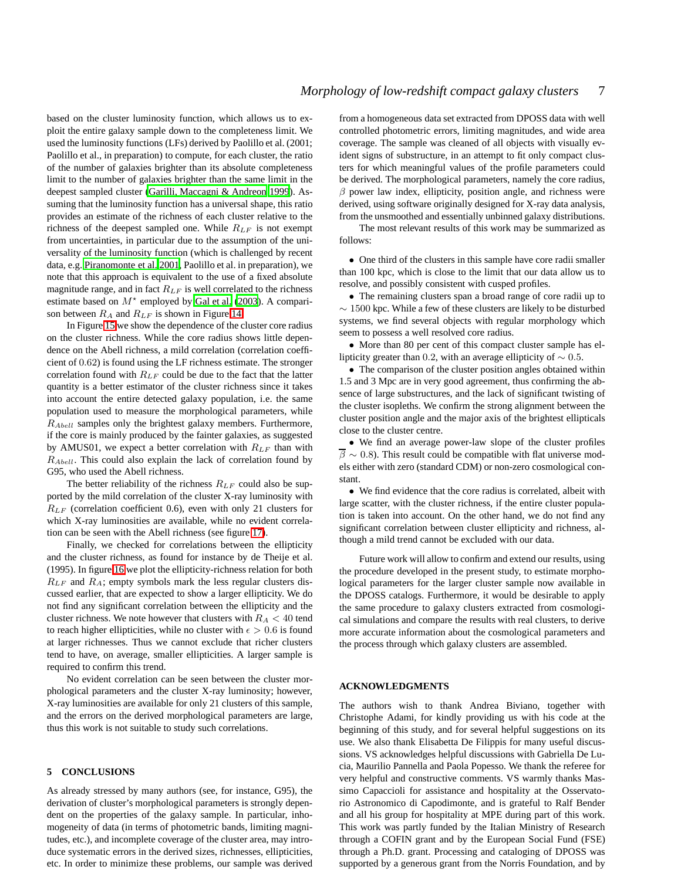based on the cluster luminosity function, which allows us to exploit the entire galaxy sample down to the completeness limit. We used the luminosity functions (LFs) derived by Paolillo et al. (2001; Paolillo et al., in preparation) to compute, for each cluster, the ratio of the number of galaxies brighter than its absolute completeness limit to the number of galaxies brighter than the same limit in the deepest sampled cluster (Garilli, Maccagni & Andreon 1999). Assuming that the luminosity function has a universal shape, this ratio provides an estimate of the richness of each cluster relative to the richness of the deepest sampled one. While $R_{LF}$ is not exempt from uncertainties, in particular due to the assumption of the universality of the luminosity function (which is challenged by recent data, e.g. Piranomonte et al. 2001, Paolillo et al. in preparation), we note that this approach is equivalent to the use of a fixed absolute magnitude range, and in fact $R_{LF}$ is well correlated to the richness estimate based on $M^{\star}$ employed by Gal et al. (2003). A comparison between $R_A$ and $R_{LF}$ is shown in Figure 14.

In Figure 15 we show the dependence of the cluster core radius on the cluster richness. While the core radius shows little dependence on the Abell richness, a mild correlation (correlation coefficient of $0.62$) is found using the LF richness estimate. The stronger correlation found with $R_{LF}$ could be due to the fact that the latter quantity is a better estimator of the cluster richness since it takes into account the entire detected galaxy population, i.e. the same population used to measure the morphological parameters, while $R_{Abell}$ samples only the brightest galaxy members. Furthermore, if the core is mainly produced by the fainter galaxies, as suggested by AMUS01, we expect a better correlation with $R_{LF}$ than with $R_{Abell}$. This could also explain the lack of correlation found by G95, who used the Abell richness.

The better reliability of the richness $R_{LF}$ could also be supported by the mild correlation of the cluster X-ray luminosity with $R_{LF}$ (correlation coefficient 0.6), even with only 21 clusters for which X-ray luminosities are available, while no evident correlation can be seen with the Abell richness (see figure 17).

Finally, we checked for correlations between the ellipticity and the cluster richness, as found for instance by de Theije et al. (1995). In figure 16 we plot the ellipticity-richness relation for both $R_{LF}$ and $R_A$; empty symbols mark the less regular clusters discussed earlier, that are expected to show a larger ellipticity. We do not find any significant correlation between the ellipticity and the cluster richness. We note however that clusters with $R_A < 40$ tend to reach higher ellipticities, while no cluster with $\epsilon > 0.6$ is found at larger richnesses. Thus we cannot exclude that richer clusters tend to have, on average, smaller ellipticities. A larger sample is required to confirm this trend.

No evident correlation can be seen between the cluster morphological parameters and the cluster X-ray luminosity; however, X-ray luminosities are available for only 21 clusters of this sample, and the errors on the derived morphological parameters are large, thus this work is not suitable to study such correlations.

## 5 CONCLUSIONS

As already stressed by many authors (see, for instance, G95), the derivation of cluster's morphological parameters is strongly dependent on the properties of the galaxy sample. In particular, inhomogeneity of data (in terms of photometric bands, limiting magnitudes, etc.), and incomplete coverage of the cluster area, may introduce systematic errors in the derived sizes, richnesses, ellipticities, etc. In order to minimize these problems, our sample was derived from a homogeneous data set extracted from DPOSS data with well controlled photometric errors, limiting magnitudes, and wide area coverage. The sample was cleaned of all objects with visually evident signs of substructure, in an attempt to fit only compact clusters for which meaningful values of the profile parameters could be derived. The morphological parameters, namely the core radius, $\beta$ power law index, ellipticity, position angle, and richness were derived, using software originally designed for X-ray data analysis, from the unsmoothed and essentially unbinned galaxy distributions.

The most relevant results of this work may be summarized as follows:

- One third of the clusters in this sample have core radii smaller than 100 kpc, which is close to the limit that our data allow us to resolve, and possibly consistent with cusped profiles.
- The remaining clusters span a broad range of core radii up to $\sim 1500$ kpc. While a few of these clusters are likely to be disturbed systems, we find several objects with regular morphology which seem to possess a well resolved core radius.
- More than 80 per cent of this compact cluster sample has ellipticity greater than $0.2$, with an average ellipticity of $\sim 0.5$.
- The comparison of the cluster position angles obtained within 1.5 and 3 Mpc are in very good agreement, thus confirming the absence of large substructures, and the lack of significant twisting of the cluster isopleths. We confirm the strong alignment between the cluster position angle and the major axis of the brightest ellipticals close to the cluster centre.
- We find an average power-law slope of the cluster profiles $\overline{\beta} \sim 0.8$). This result could be compatible with flat universe models either with zero (standard CDM) or non-zero cosmological constant.
- We find evidence that the core radius is correlated, albeit with large scatter, with the cluster richness, if the entire cluster population is taken into account. On the other hand, we do not find any significant correlation between cluster ellipticity and richness, although a mild trend cannot be excluded with our data.

Future work will allow to confirm and extend our results, using the procedure developed in the present study, to estimate morphological parameters for the larger cluster sample now available in the DPOSS catalogs. Furthermore, it would be desirable to apply the same procedure to galaxy clusters extracted from cosmological simulations and compare the results with real clusters, to derive more accurate information about the cosmological parameters and the process through which galaxy clusters are assembled.

## ACKNOWLEDGMENTS

The authors wish to thank Andrea Biviano, together with Christophe Adami, for kindly providing us with his code at the beginning of this study, and for several helpful suggestions on its use. We also thank Elisabetta De Filippis for many useful discussions. VS acknowledges helpful discussions with Gabriella De Lucia, Maurilio Pannella and Paola Popesso. We thank the referee for very helpful and constructive comments. VS warmly thanks Massimo Capaccioli for assistance and hospitality at the Osservatorio Astronomico di Capodimonte, and is grateful to Ralf Bender and all his group for hospitality at MPE during part of this work. This work was partly funded by the Italian Ministry of Research through a COFIN grant and by the European Social Fund (FSE) through a Ph.D. grant. Processing and cataloging of DPOSS was supported by a generous grant from the Norris Foundation, and by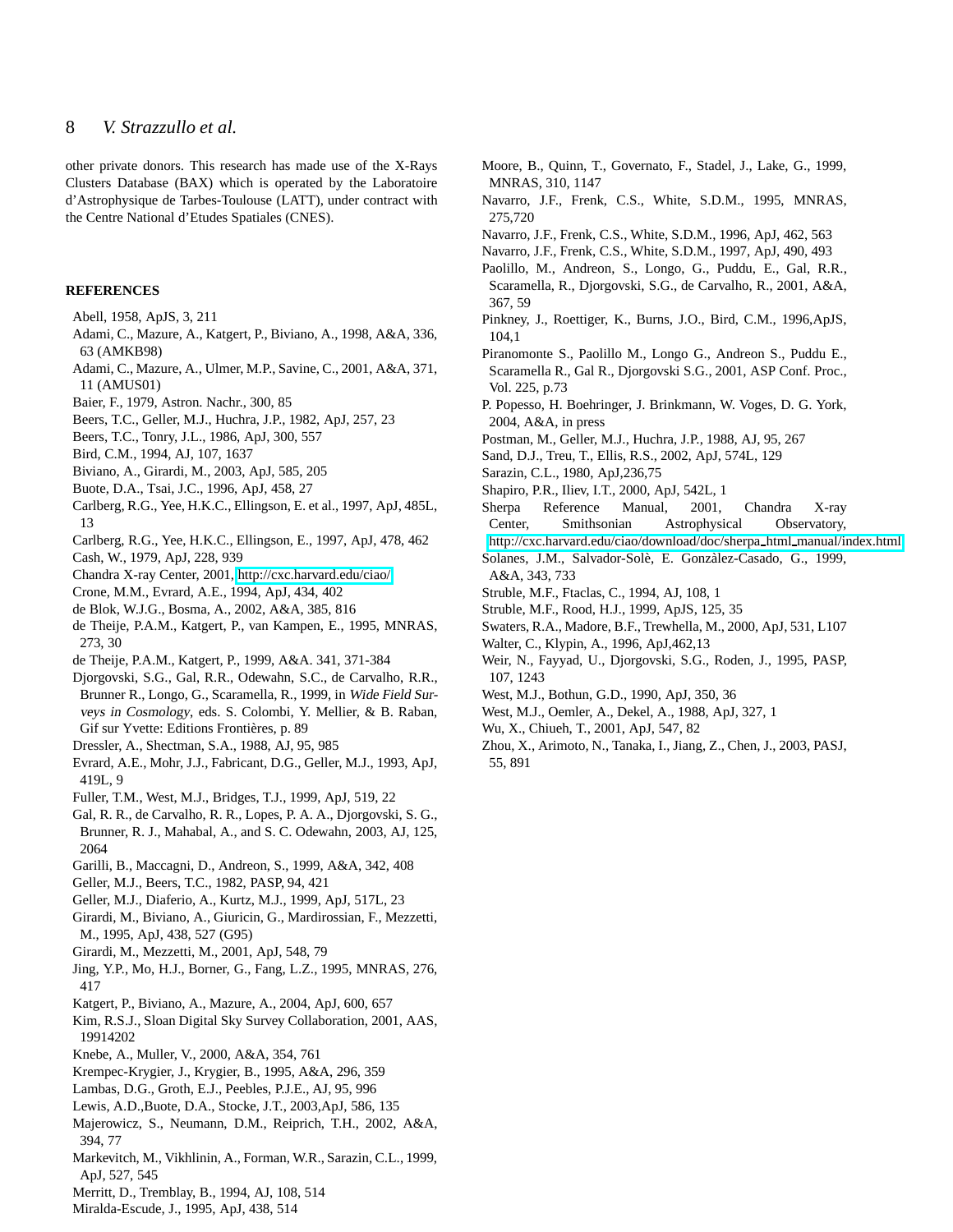other private donors. This research has made use of the X-Rays Clusters Database (BAX) which is operated by the Laboratoire d'Astrophysique de Tarbes-Toulouse (LATT), under contract with the Centre National d'Etudes Spatiales (CNES).

## REFERENCES

Abell, 1958, ApJS, 3, 211
Adami, C., Mazure, A., Katgert, P., Biviano, A., 1998, A&A, 336, 63 (AMKB98)
Adami, C., Mazure, A., Ulmer, M.P., Savine, C., 2001, A&A, 371, 11 (AMUS01)
Baier, F., 1979, Astron. Nachr., 300, 85
Beers, T.C., Geller, M.J., Huchra, J.P., 1982, ApJ, 257, 23
Beers, T.C., Tonry, J.L., 1986, ApJ, 300, 557
Bird, C.M., 1994, AJ, 107, 1637
Biviano, A., Girardi, M., 2003, ApJ, 585, 205
Buote, D.A., Tsai, J.C., 1996, ApJ, 458, 27
Carlberg, R.G., Yee, H.K.C., Ellingson, E. et al., 1997, ApJ, 485L, 13
Carlberg, R.G., Yee, H.K.C., Ellingson, E., 1997, ApJ, 478, 462
Cash, W., 1979, ApJ, 228, 939
Chandra X-ray Center, 2001, http://cxc.harvard.edu/ciao/
Crone, M.M., Evrard, A.E., 1994, ApJ, 434, 402
de Blok, W.J.G., Bosma, A., 2002, A&A, 385, 816
de Theije, P.A.M., Katgert, P., van Kampen, E., 1995, MNRAS, 273, 30
de Theije, P.A.M., Katgert, P., 1999, A&A. 341, 371-384
Djorgovski, S.G., Gal, R.R., Odewahn, S.C., de Carvalho, R.R., Brunner R., Longo, G., Scaramella, R., 1999, in *Wide Field Surveys in Cosmology*, eds. S. Colombi, Y. Mellier, & B. Raban, Gif sur Yvette: Editions Frontières, p. 89
Dressler, A., Shectman, S.A., 1988, AJ, 95, 985
Evrard, A.E., Mohr, J.J., Fabricant, D.G., Geller, M.J., 1993, ApJ, 419L, 9
Fuller, T.M., West, M.J., Bridges, T.J., 1999, ApJ, 519, 22
Gal, R. R., de Carvalho, R. R., Lopes, P. A. A., Djorgovski, S. G., Brunner, R. J., Mahabal, A., and S. C. Odewahn, 2003, AJ, 125, 2064
Garilli, B., Maccagni, D., Andreon, S., 1999, A&A, 342, 408
Geller, M.J., Beers, T.C., 1982, PASP, 94, 421
Geller, M.J., Diaferio, A., Kurtz, M.J., 1999, ApJ, 517L, 23
Girardi, M., Biviano, A., Giuricin, G., Mardirossian, F., Mezzetti, M., 1995, ApJ, 438, 527 (G95)
Girardi, M., Mezzetti, M., 2001, ApJ, 548, 79
Jing, Y.P., Mo, H.J., Borner, G., Fang, L.Z., 1995, MNRAS, 276, 417
Katgert, P., Biviano, A., Mazure, A., 2004, ApJ, 600, 657
Kim, R.S.J., Sloan Digital Sky Survey Collaboration, 2001, AAS, 19914202
Knebe, A., Muller, V., 2000, A&A, 354, 761
Krempec-Krygier, J., Krygier, B., 1995, A&A, 296, 359
Lambas, D.G., Groth, E.J., Peebles, P.J.E., AJ, 95, 996
Lewis, A.D.,Buote, D.A., Stocke, J.T., 2003,ApJ, 586, 135
Majerowicz, S., Neumann, D.M., Reiprich, T.H., 2002, A&A, 394, 77
Markevitch, M., Vikhlinin, A., Forman, W.R., Sarazin, C.L., 1999, ApJ, 527, 545
Merritt, D., Tremblay, B., 1994, AJ, 108, 514
Miralda-Escude, J., 1995, ApJ, 438, 514
Moore, B., Quinn, T., Governato, F., Stadel, J., Lake, G., 1999, MNRAS, 310, 1147
Navarro, J.F., Frenk, C.S., White, S.D.M., 1995, MNRAS, 275,720
Navarro, J.F., Frenk, C.S., White, S.D.M., 1996, ApJ, 462, 563
Navarro, J.F., Frenk, C.S., White, S.D.M., 1997, ApJ, 490, 493
Paolillo, M., Andreon, S., Longo, G., Puddu, E., Gal, R.R., Scaramella, R., Djorgovski, S.G., de Carvalho, R., 2001, A&A, 367, 59
Pinkney, J., Roettiger, K., Burns, J.O., Bird, C.M., 1996,ApJS, 104,1
Piranomonte S., Paolillo M., Longo G., Andreon S., Puddu E., Scaramella R., Gal R., Djorgovski S.G., 2001, ASP Conf. Proc., Vol. 225, p.73
P. Popesso, H. Boehringer, J. Brinkmann, W. Voges, D. G. York, 2004, A&A, in press
Postman, M., Geller, M.J., Huchra, J.P., 1988, AJ, 95, 267
Sand, D.J., Treu, T., Ellis, R.S., 2002, ApJ, 574L, 129
Sarazin, C.L., 1980, ApJ,236,75
Shapiro, P.R., Iliev, I.T., 2000, ApJ, 542L, 1
Sherpa Reference Manual, 2001, Chandra X-ray Center, Smithsonian Astrophysical Observatory, http://cxc.harvard.edu/ciao/download/doc/sherpa_html_manual/index.html
Solanes, J.M., Salvador-Solè, E. Gonzàlez-Casado, G., 1999, A&A, 343, 733
Struble, M.F., Ftaclas, C., 1994, AJ, 108, 1
Struble, M.F., Rood, H.J., 1999, ApJS, 125, 35
Swaters, R.A., Madore, B.F., Trewhella, M., 2000, ApJ, 531, L107
Walter, C., Klypin, A., 1996, ApJ,462,13
Weir, N., Fayyad, U., Djorgovski, S.G., Roden, J., 1995, PASP, 107, 1243
West, M.J., Bothun, G.D., 1990, ApJ, 350, 36
West, M.J., Oemler, A., Dekel, A., 1988, ApJ, 327, 1
Wu, X., Chiueh, T., 2001, ApJ, 547, 82
Zhou, X., Arimoto, N., Tanaka, I., Jiang, Z., Chen, J., 2003, PASJ, 55, 891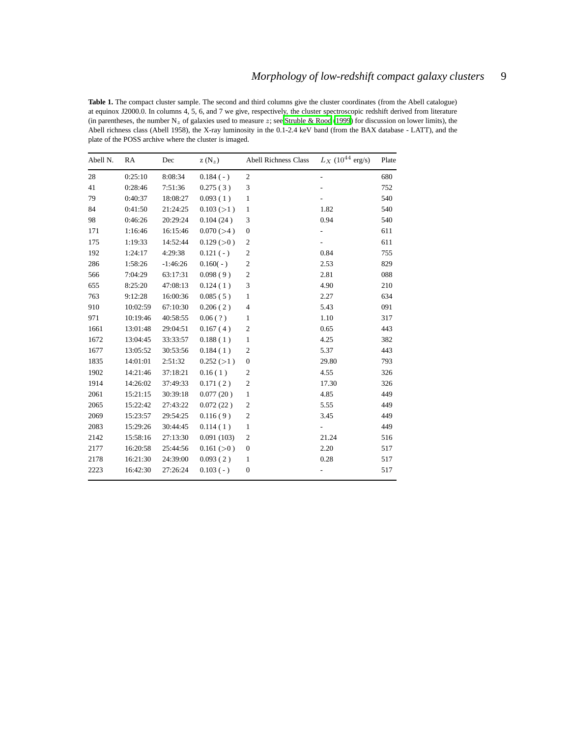**Table 1.** The compact cluster sample. The second and third columns give the cluster coordinates (from the Abell catalogue) at equinox J2000.0. In columns 4, 5, 6, and 7 we give, respectively, the cluster spectroscopic redshift derived from literature (in parentheses, the number $N_z$ of galaxies used to measure $z$; see Struble & Rood (1999) for discussion on lower limits), the Abell richness class (Abell 1958), the X-ray luminosity in the 0.1-2.4 keV band (from the BAX database - LATT), and the plate of the POSS archive where the cluster is imaged.

| Abell N. | RA | Dec | z ($N_z$) | Abell Richness Class | $L_X$ ($10^{44}$ erg/s) | Plate |
|---|---|---|---|---|---|---|
| 28 | 0:25:10 | 8:08:34 | 0.184 ( - ) | 2 | - | 680 |
| 41 | 0:28:46 | 7:51:36 | 0.275 ( 3 ) | 3 | - | 752 |
| 79 | 0:40:37 | 18:08:27 | 0.093 ( 1 ) | 1 | - | 540 |
| 84 | 0:41:50 | 21:24:25 | 0.103 (>1 ) | 1 | 1.82 | 540 |
| 98 | 0:46:26 | 20:29:24 | 0.104 (24 ) | 3 | 0.94 | 540 |
| 171 | 1:16:46 | 16:15:46 | 0.070 (>4 ) | 0 | - | 611 |
| 175 | 1:19:33 | 14:52:44 | 0.129 (>0 ) | 2 | - | 611 |
| 192 | 1:24:17 | 4:29:38 | 0.121 ( - ) | 2 | 0.84 | 755 |
| 286 | 1:58:26 | -1:46:26 | 0.160( - ) | 2 | 2.53 | 829 |
| 566 | 7:04:29 | 63:17:31 | 0.098 ( 9 ) | 2 | 2.81 | 088 |
| 655 | 8:25:20 | 47:08:13 | 0.124 ( 1 ) | 3 | 4.90 | 210 |
| 763 | 9:12:28 | 16:00:36 | 0.085 ( 5 ) | 1 | 2.27 | 634 |
| 910 | 10:02:59 | 67:10:30 | 0.206 ( 2 ) | 4 | 5.43 | 091 |
| 971 | 10:19:46 | 40:58:55 | 0.06 ( ? ) | 1 | 1.10 | 317 |
| 1661 | 13:01:48 | 29:04:51 | 0.167 ( 4 ) | 2 | 0.65 | 443 |
| 1672 | 13:04:45 | 33:33:57 | 0.188 ( 1 ) | 1 | 4.25 | 382 |
| 1677 | 13:05:52 | 30:53:56 | 0.184 ( 1 ) | 2 | 5.37 | 443 |
| 1835 | 14:01:01 | 2:51:32 | 0.252 (>1 ) | 0 | 29.80 | 793 |
| 1902 | 14:21:46 | 37:18:21 | 0.16 ( 1 ) | 2 | 4.55 | 326 |
| 1914 | 14:26:02 | 37:49:33 | 0.171 ( 2 ) | 2 | 17.30 | 326 |
| 2061 | 15:21:15 | 30:39:18 | 0.077 (20 ) | 1 | 4.85 | 449 |
| 2065 | 15:22:42 | 27:43:22 | 0.072 (22 ) | 2 | 5.55 | 449 |
| 2069 | 15:23:57 | 29:54:25 | 0.116 ( 9 ) | 2 | 3.45 | 449 |
| 2083 | 15:29:26 | 30:44:45 | 0.114 ( 1 ) | 1 | - | 449 |
| 2142 | 15:58:16 | 27:13:30 | 0.091 (103) | 2 | 21.24 | 516 |
| 2177 | 16:20:58 | 25:44:56 | 0.161 (>0 ) | 0 | 2.20 | 517 |
| 2178 | 16:21:30 | 24:39:00 | 0.093 ( 2 ) | 1 | 0.28 | 517 |
| 2223 | 16:42:30 | 27:26:24 | 0.103 ( - ) | 0 | - | 517 |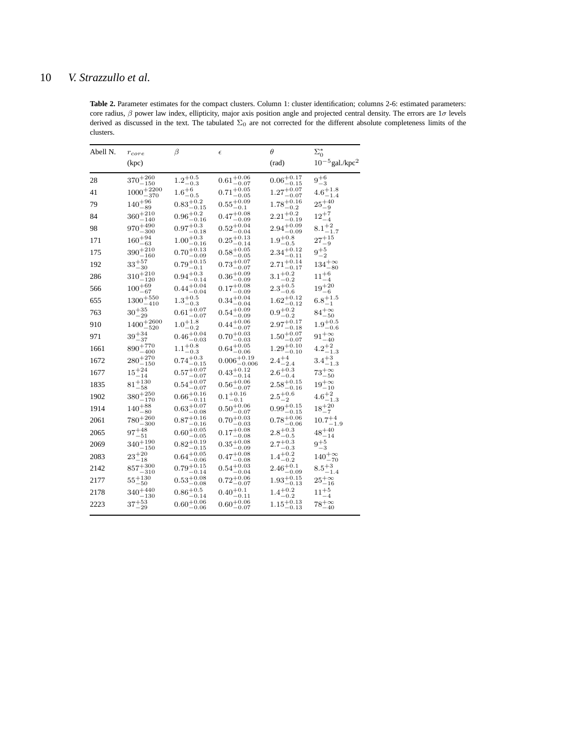**Table 2.** Parameter estimates for the compact clusters. Column 1: cluster identification; columns 2-6: estimated parameters: core radius, $\beta$ power law index, ellipticity, major axis position angle and projected central density. The errors are $1\sigma$ levels derived as discussed in the text. The tabulated $\Sigma_0$ are not corrected for the different absolute completeness limits of the clusters.

| Abell N. | $r_{core}$ (kpc) | $\beta$ | $\epsilon$ | $\theta$ (rad) | $\Sigma_0^*$ $10^{-5}$gal./kpc$^2$ |
|---|---|---|---|---|---|
| 28 | $370^{+260}_{-150}$ | $1.2^{+0.5}_{-0.3}$ | $0.61^{+0.06}_{-0.07}$ | $0.06^{+0.17}_{-0.15}$ | $9^{+6}_{-3}$ |
| 41 | $1000^{+2200}_{-370}$ | $1.6^{+6}_{-0.5}$ | $0.71^{+0.05}_{-0.05}$ | $1.27^{+0.07}_{-0.07}$ | $4.6^{+1.8}_{-1.4}$ |
| 79 | $140^{+96}_{-89}$ | $0.83^{+0.2}_{-0.15}$ | $0.55^{+0.09}_{-0.1}$ | $1.78^{+0.16}_{-0.2}$ | $25^{+40}_{-9}$ |
| 84 | $360^{+210}_{-140}$ | $0.96^{+0.2}_{-0.16}$ | $0.47^{+0.08}_{-0.09}$ | $2.21^{+0.2}_{-0.19}$ | $12^{+7}_{-4}$ |
| 98 | $970^{+490}_{-300}$ | $0.97^{+0.3}_{-0.18}$ | $0.52^{+0.04}_{-0.04}$ | $2.94^{+0.09}_{-0.09}$ | $8.1^{+2}_{-1.7}$ |
| 171 | $160^{+94}_{-63}$ | $1.00^{+0.3}_{-0.16}$ | $0.25^{+0.13}_{-0.14}$ | $1.9^{+0.8}_{-0.5}$ | $27^{+15}_{-9}$ |
| 175 | $390^{+210}_{-160}$ | $0.70^{+0.13}_{-0.09}$ | $0.58^{+0.05}_{-0.05}$ | $2.34^{+0.12}_{-0.11}$ | $9^{+5}_{-2}$ |
| 192 | $33^{+57}_{-30}$ | $0.79^{+0.15}_{-0.1}$ | $0.73^{+0.07}_{-0.07}$ | $2.71^{+0.14}_{-0.17}$ | $134^{+\infty}_{-80}$ |
| 286 | $310^{+210}_{-120}$ | $0.94^{+0.3}_{-0.14}$ | $0.36^{+0.09}_{-0.09}$ | $3.1^{+0.2}_{-0.2}$ | $11^{+6}_{-4}$ |
| 566 | $100^{+69}_{-67}$ | $0.44^{+0.04}_{-0.04}$ | $0.17^{+0.08}_{-0.09}$ | $2.3^{+0.5}_{-0.6}$ | $19^{+20}_{-6}$ |
| 655 | $1300^{+550}_{-410}$ | $1.3^{+0.5}_{-0.3}$ | $0.34^{+0.04}_{-0.04}$ | $1.62^{+0.12}_{-0.12}$ | $6.8^{+1.5}_{-1}$ |
| 763 | $30^{+35}_{-29}$ | $0.61^{+0.07}_{-0.07}$ | $0.54^{+0.09}_{-0.09}$ | $0.9^{+0.2}_{-0.2}$ | $84^{+\infty}_{-50}$ |
| 910 | $1400^{+2600}_{-520}$ | $1.0^{+1.8}_{-0.2}$ | $0.44^{+0.06}_{-0.07}$ | $2.97^{+0.17}_{-0.18}$ | $1.9^{+0.5}_{-0.6}$ |
| 971 | $39^{+34}_{-37}$ | $0.46^{+0.04}_{-0.03}$ | $0.70^{+0.03}_{-0.03}$ | $1.50^{+0.07}_{-0.07}$ | $91^{+\infty}_{-40}$ |
| 1661 | $890^{+770}_{-400}$ | $1.1^{+0.8}_{-0.3}$ | $0.64^{+0.05}_{-0.06}$ | $1.29^{+0.10}_{-0.10}$ | $4.2^{+2}_{-1.3}$ |
| 1672 | $280^{+270}_{-150}$ | $0.74^{+0.3}_{-0.15}$ | $0.006^{+0.19}_{-0.006}$ | $2.4^{+4}_{-2.4}$ | $3.4^{+3}_{-1.3}$ |
| 1677 | $15^{+24}_{-14}$ | $0.57^{+0.07}_{-0.07}$ | $0.43^{+0.12}_{-0.14}$ | $2.6^{+0.3}_{-0.4}$ | $73^{+\infty}_{-50}$ |
| 1835 | $81^{+130}_{-58}$ | $0.54^{+0.07}_{-0.07}$ | $0.56^{+0.06}_{-0.07}$ | $2.58^{+0.15}_{-0.16}$ | $19^{+\infty}_{-10}$ |
| 1902 | $380^{+250}_{-170}$ | $0.66^{+0.16}_{-0.11}$ | $0.1^{+0.16}_{-0.1}$ | $2.5^{+0.6}_{-2}$ | $4.6^{+2}_{-1.3}$ |
| 1914 | $140^{+88}_{-80}$ | $0.63^{+0.07}_{-0.08}$ | $0.50^{+0.06}_{-0.07}$ | $0.99^{+0.15}_{-0.15}$ | $18^{+20}_{-7}$ |
| 2061 | $780^{+260}_{-300}$ | $0.87^{+0.16}_{-0.16}$ | $0.70^{+0.03}_{-0.03}$ | $0.78^{+0.06}_{-0.06}$ | $10.7^{+4}_{-1.9}$ |
| 2065 | $97^{+48}_{-51}$ | $0.60^{+0.05}_{-0.05}$ | $0.17^{+0.08}_{-0.08}$ | $2.8^{+0.3}_{-0.5}$ | $48^{+40}_{-14}$ |
| 2069 | $340^{+190}_{-150}$ | $0.82^{+0.19}_{-0.15}$ | $0.35^{+0.08}_{-0.09}$ | $2.7^{+0.3}_{-0.3}$ | $9^{+5}_{-3}$ |
| 2083 | $23^{+20}_{-18}$ | $0.64^{+0.05}_{-0.06}$ | $0.47^{+0.08}_{-0.08}$ | $1.4^{+0.2}_{-0.2}$ | $140^{+\infty}_{-70}$ |
| 2142 | $857^{+300}_{-310}$ | $0.79^{+0.15}_{-0.14}$ | $0.54^{+0.03}_{-0.04}$ | $2.46^{+0.1}_{-0.09}$ | $8.5^{+3}_{-1.4}$ |
| 2177 | $55^{+130}_{-50}$ | $0.53^{+0.08}_{-0.08}$ | $0.72^{+0.06}_{-0.07}$ | $1.93^{+0.15}_{-0.13}$ | $25^{+\infty}_{-16}$ |
| 2178 | $340^{+440}_{-130}$ | $0.86^{+0.5}_{-0.14}$ | $0.40^{+0.1}_{-0.11}$ | $1.4^{+0.2}_{-0.2}$ | $11^{+5}_{-4}$ |
| 2223 | $37^{+53}_{-29}$ | $0.60^{+0.06}_{-0.06}$ | $0.60^{+0.06}_{-0.07}$ | $1.15^{+0.13}_{-0.13}$ | $78^{+\infty}_{-40}$ |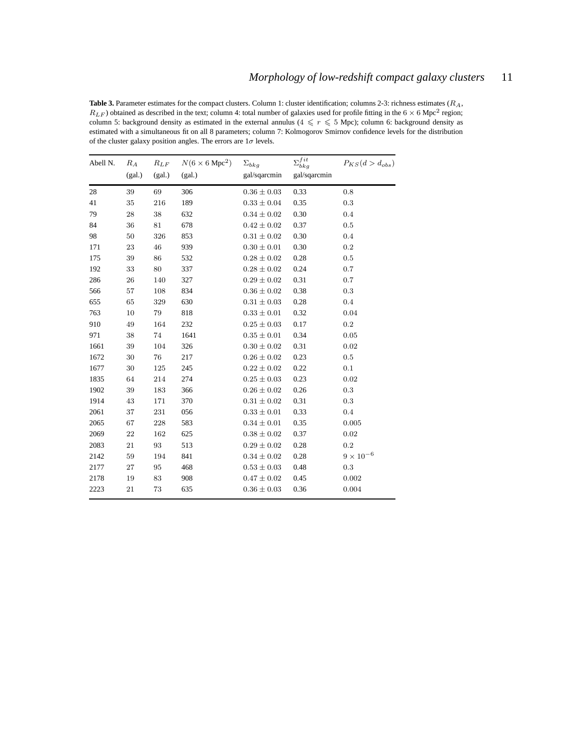**Table 3.** Parameter estimates for the compact clusters. Column 1: cluster identification; columns 2-3: richness estimates ($R_A$, $R_{LF}$) obtained as described in the text; column 4: total number of galaxies used for profile fitting in the $6 \times 6$ Mpc$^2$ region; column 5: background density as estimated in the external annulus ($4 \leqslant r \leqslant 5$ Mpc); column 6: background density as estimated with a simultaneous fit on all 8 parameters; column 7: Kolmogorov Smirnov confidence levels for the distribution of the cluster galaxy position angles. The errors are $1\sigma$ levels.

| Abell N. | $R_A$ (gal.) | $R_{LF}$ (gal.) | $N(6 \times 6$ Mpc$^2)$ (gal.) | $\Sigma_{bkg}$ gal/sqarcmin | $\Sigma_{bkg}^{fit}$ gal/sqarcmin | $P_{KS}(d > d_{obs})$ |
|---|---|---|---|---|---|---|
| 28 | 39 | 69 | 306 | $0.36 \pm 0.03$ | 0.33 | 0.8 |
| 41 | 35 | 216 | 189 | $0.33 \pm 0.04$ | 0.35 | 0.3 |
| 79 | 28 | 38 | 632 | $0.34 \pm 0.02$ | 0.30 | 0.4 |
| 84 | 36 | 81 | 678 | $0.42 \pm 0.02$ | 0.37 | 0.5 |
| 98 | 50 | 326 | 853 | $0.31 \pm 0.02$ | 0.30 | 0.4 |
| 171 | 23 | 46 | 939 | $0.30 \pm 0.01$ | 0.30 | 0.2 |
| 175 | 39 | 86 | 532 | $0.28 \pm 0.02$ | 0.28 | 0.5 |
| 192 | 33 | 80 | 337 | $0.28 \pm 0.02$ | 0.24 | 0.7 |
| 286 | 26 | 140 | 327 | $0.29 \pm 0.02$ | 0.31 | 0.7 |
| 566 | 57 | 108 | 834 | $0.36 \pm 0.02$ | 0.38 | 0.3 |
| 655 | 65 | 329 | 630 | $0.31 \pm 0.03$ | 0.28 | 0.4 |
| 763 | 10 | 79 | 818 | $0.33 \pm 0.01$ | 0.32 | 0.04 |
| 910 | 49 | 164 | 232 | $0.25 \pm 0.03$ | 0.17 | 0.2 |
| 971 | 38 | 74 | 1641 | $0.35 \pm 0.01$ | 0.34 | 0.05 |
| 1661 | 39 | 104 | 326 | $0.30 \pm 0.02$ | 0.31 | 0.02 |
| 1672 | 30 | 76 | 217 | $0.26 \pm 0.02$ | 0.23 | 0.5 |
| 1677 | 30 | 125 | 245 | $0.22 \pm 0.02$ | 0.22 | 0.1 |
| 1835 | 64 | 214 | 274 | $0.25 \pm 0.03$ | 0.23 | 0.02 |
| 1902 | 39 | 183 | 366 | $0.26 \pm 0.02$ | 0.26 | 0.3 |
| 1914 | 43 | 171 | 370 | $0.31 \pm 0.02$ | 0.31 | 0.3 |
| 2061 | 37 | 231 | 056 | $0.33 \pm 0.01$ | 0.33 | 0.4 |
| 2065 | 67 | 228 | 583 | $0.34 \pm 0.01$ | 0.35 | 0.005 |
| 2069 | 22 | 162 | 625 | $0.38 \pm 0.02$ | 0.37 | 0.02 |
| 2083 | 21 | 93 | 513 | $0.29 \pm 0.02$ | 0.28 | 0.2 |
| 2142 | 59 | 194 | 841 | $0.34 \pm 0.02$ | 0.28 | $9 \times 10^{-6}$ |
| 2177 | 27 | 95 | 468 | $0.53 \pm 0.03$ | 0.48 | 0.3 |
| 2178 | 19 | 83 | 908 | $0.47 \pm 0.02$ | 0.45 | 0.002 |
| 2223 | 21 | 73 | 635 | $0.36 \pm 0.03$ | 0.36 | 0.004 |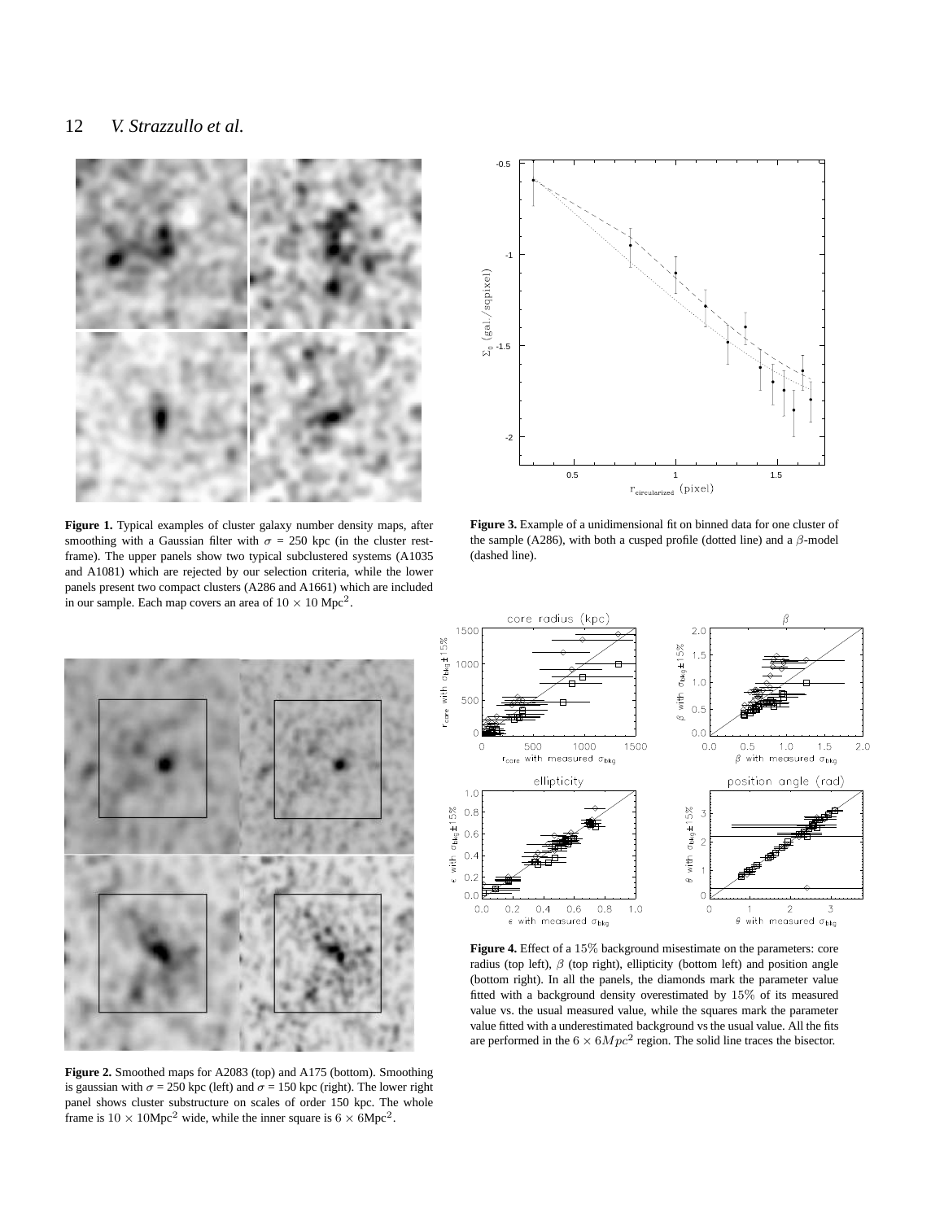**Figure 1.** Typical examples of cluster galaxy number density maps, after smoothing with a Gaussian filter with $\sigma$ = 250 kpc (in the cluster rest-frame). The upper panels show two typical subclustered systems (A1035 and A1081) which are rejected by our selection criteria, while the lower panels present two compact clusters (A286 and A1661) which are included in our sample. Each map covers an area of $10 \times 10$ Mpc$^2$.

**Figure 3.** Example of a unidimensional fit on binned data for one cluster of the sample (A286), with both a cusped profile (dotted line) and a $\beta$-model (dashed line).

**Figure 2.** Smoothed maps for A2083 (top) and A175 (bottom). Smoothing is gaussian with $\sigma$ = 250 kpc (left) and $\sigma$ = 150 kpc (right). The lower right panel shows cluster substructure on scales of order 150 kpc. The whole frame is $10 \times 10$Mpc$^2$ wide, while the inner square is $6 \times 6$Mpc$^2$.

**Figure 4.** Effect of a 15% background misestimate on the parameters: core radius (top left), $\beta$ (top right), ellipticity (bottom left) and position angle (bottom right). In all the panels, the diamonds mark the parameter value fitted with a background density overestimated by 15% of its measured value vs. the usual measured value, while the squares mark the parameter value fitted with a underestimated background vs the usual value. All the fits are performed in the $6 \times 6 Mpc^2$ region. The solid line traces the bisector.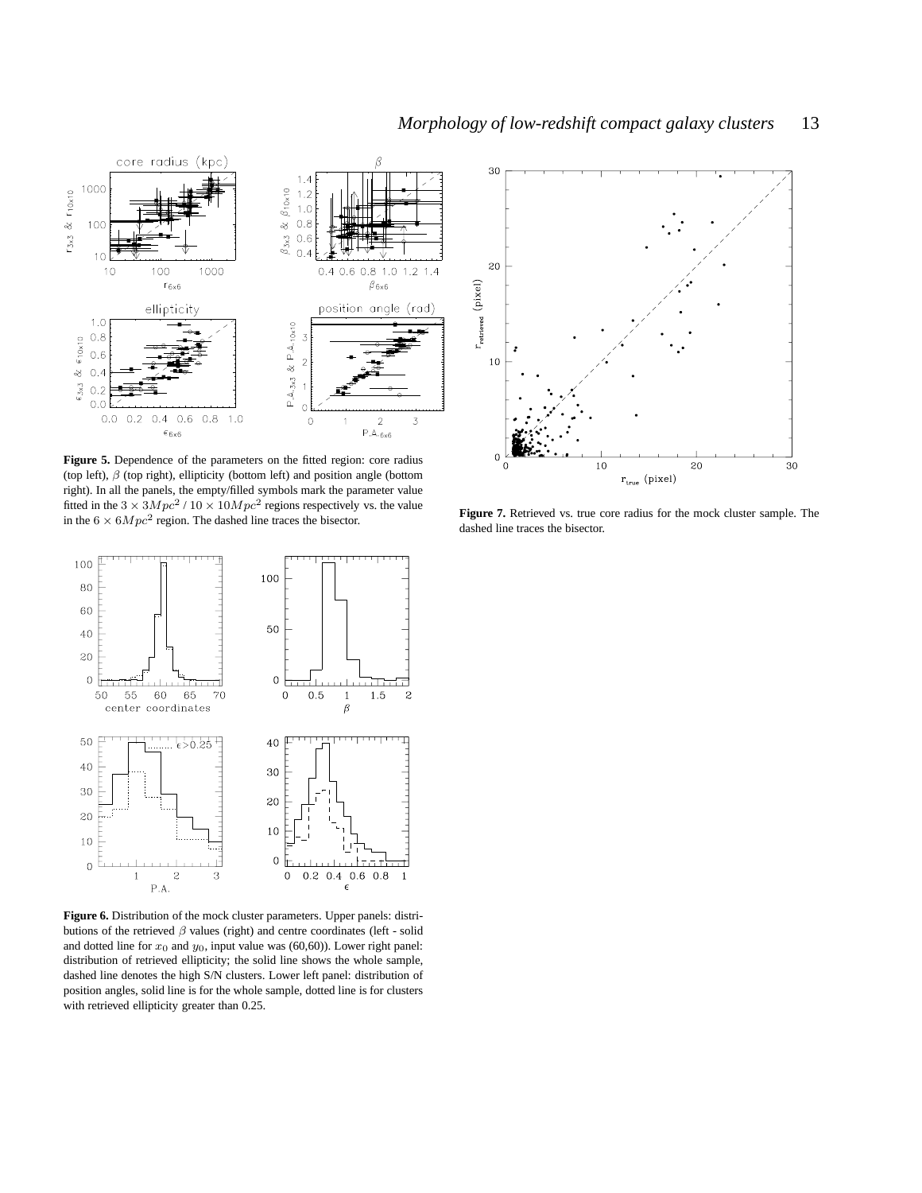**Figure 5.** Dependence of the parameters on the fitted region: core radius (top left), $\beta$ (top right), ellipticity (bottom left) and position angle (bottom right). In all the panels, the empty/filled symbols mark the parameter value fitted in the $3 \times 3 Mpc^2$ / $10 \times 10 Mpc^2$ regions respectively vs. the value in the $6 \times 6 Mpc^2$ region. The dashed line traces the bisector.

**Figure 6.** Distribution of the mock cluster parameters. Upper panels: distributions of the retrieved $\beta$ values (right) and centre coordinates (left - solid and dotted line for $x_0$ and $y_0$, input value was (60,60)). Lower right panel: distribution of retrieved ellipticity; the solid line shows the whole sample, dashed line denotes the high S/N clusters. Lower left panel: distribution of position angles, solid line is for the whole sample, dotted line is for clusters with retrieved ellipticity greater than 0.25.

**Figure 7.** Retrieved vs. true core radius for the mock cluster sample. The dashed line traces the bisector.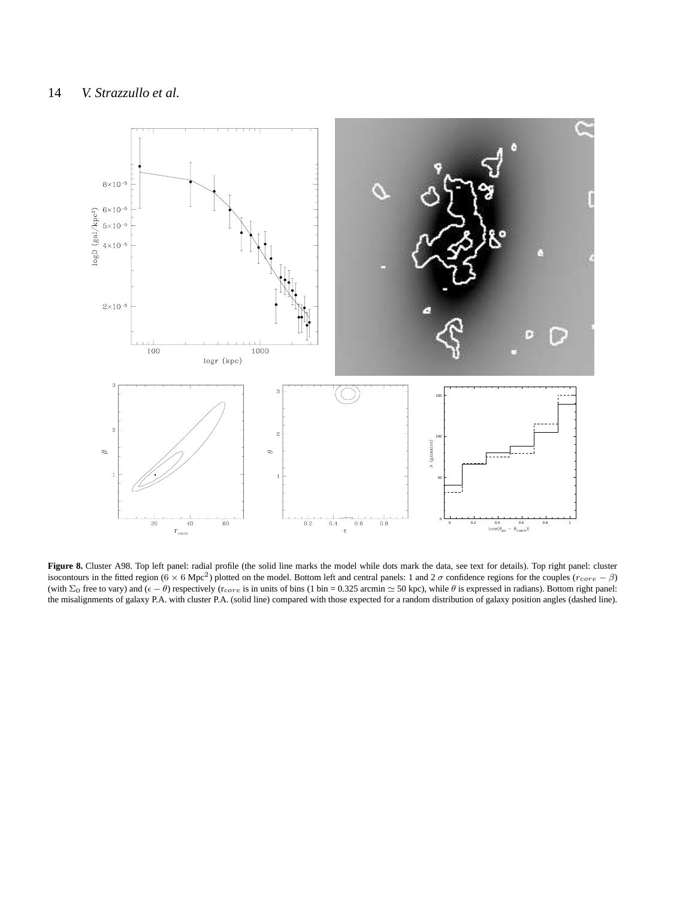**Figure 8.** Cluster A98. Top left panel: radial profile (the solid line marks the model while dots mark the data, see text for details). Top right panel: cluster isocontours in the fitted region ($6 \times 6$ Mpc$^2$) plotted on the model. Bottom left and central panels: 1 and 2 $\sigma$ confidence regions for the couples ($r_{core} - \beta$) (with $\Sigma_0$ free to vary) and ($\epsilon - \theta$) respectively (r$_{core}$ is in units of bins (1 bin = 0.325 arcmin $\simeq$ 50 kpc), while $\theta$ is expressed in radians). Bottom right panel: the misalignments of galaxy P.A. with cluster P.A. (solid line) compared with those expected for a random distribution of galaxy position angles (dashed line).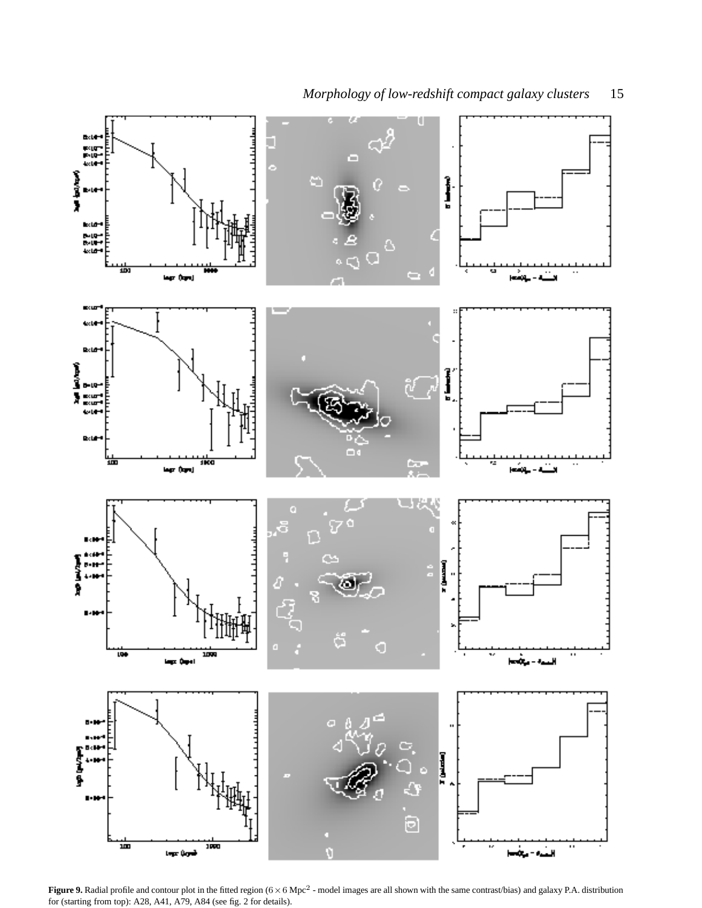**Figure 9.** Radial profile and contour plot in the fitted region ($6 \times 6$ Mpc$^2$ - model images are all shown with the same contrast/bias) and galaxy P.A. distribution for (starting from top): A28, A41, A79, A84 (see fig. 2 for details).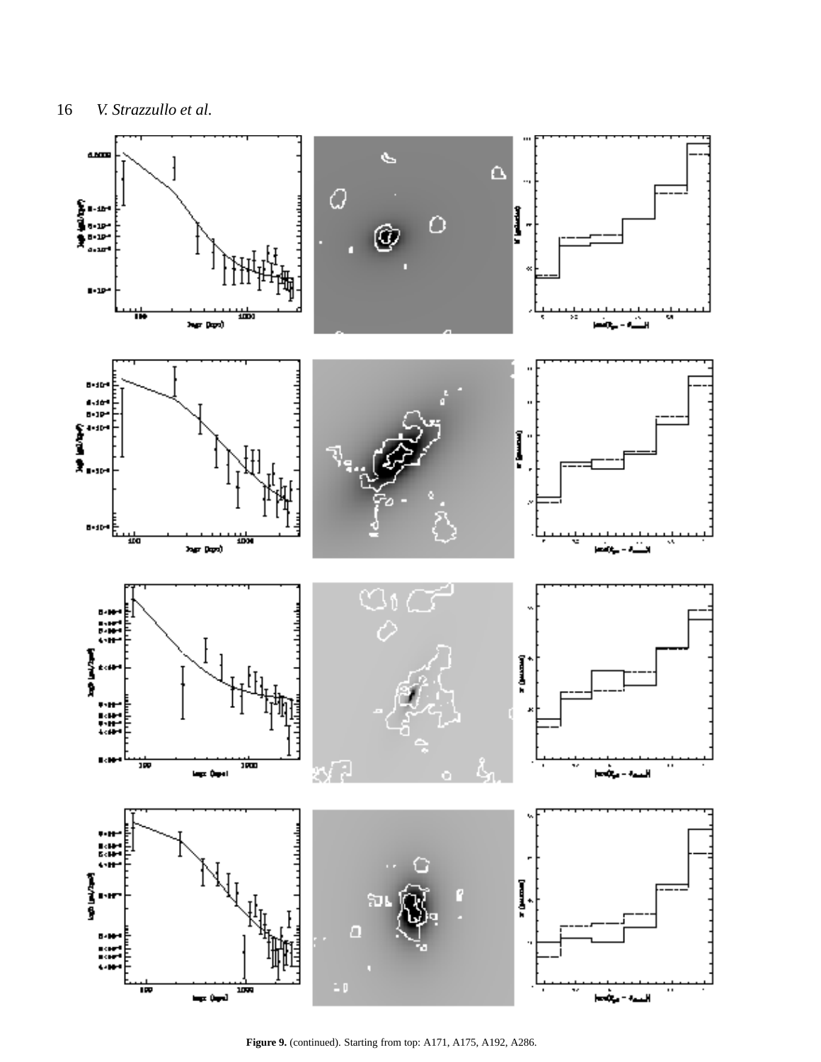**Figure 9.** (continued). Starting from top: A171, A175, A192, A286.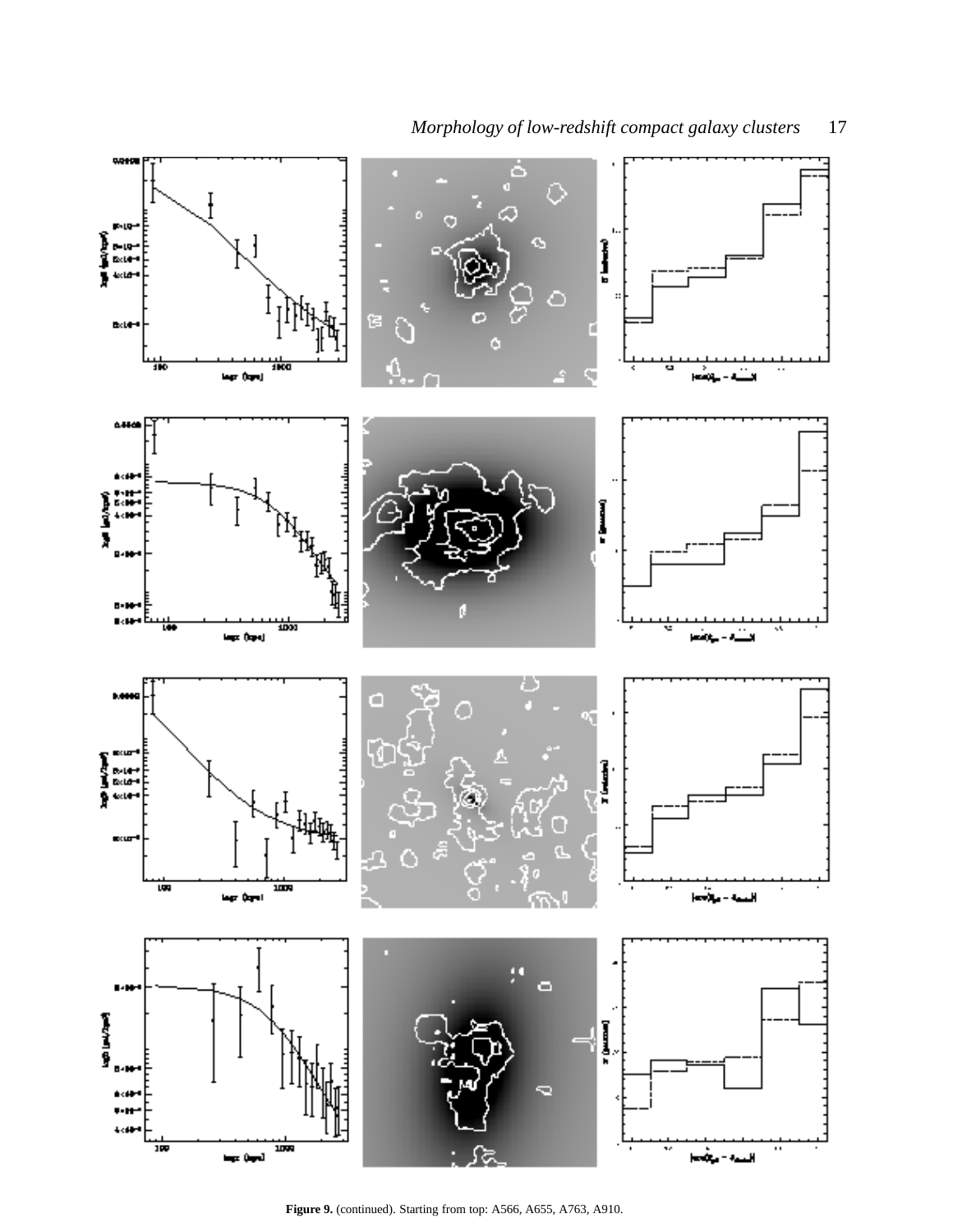**Figure 9.** (continued). Starting from top: A566, A655, A763, A910.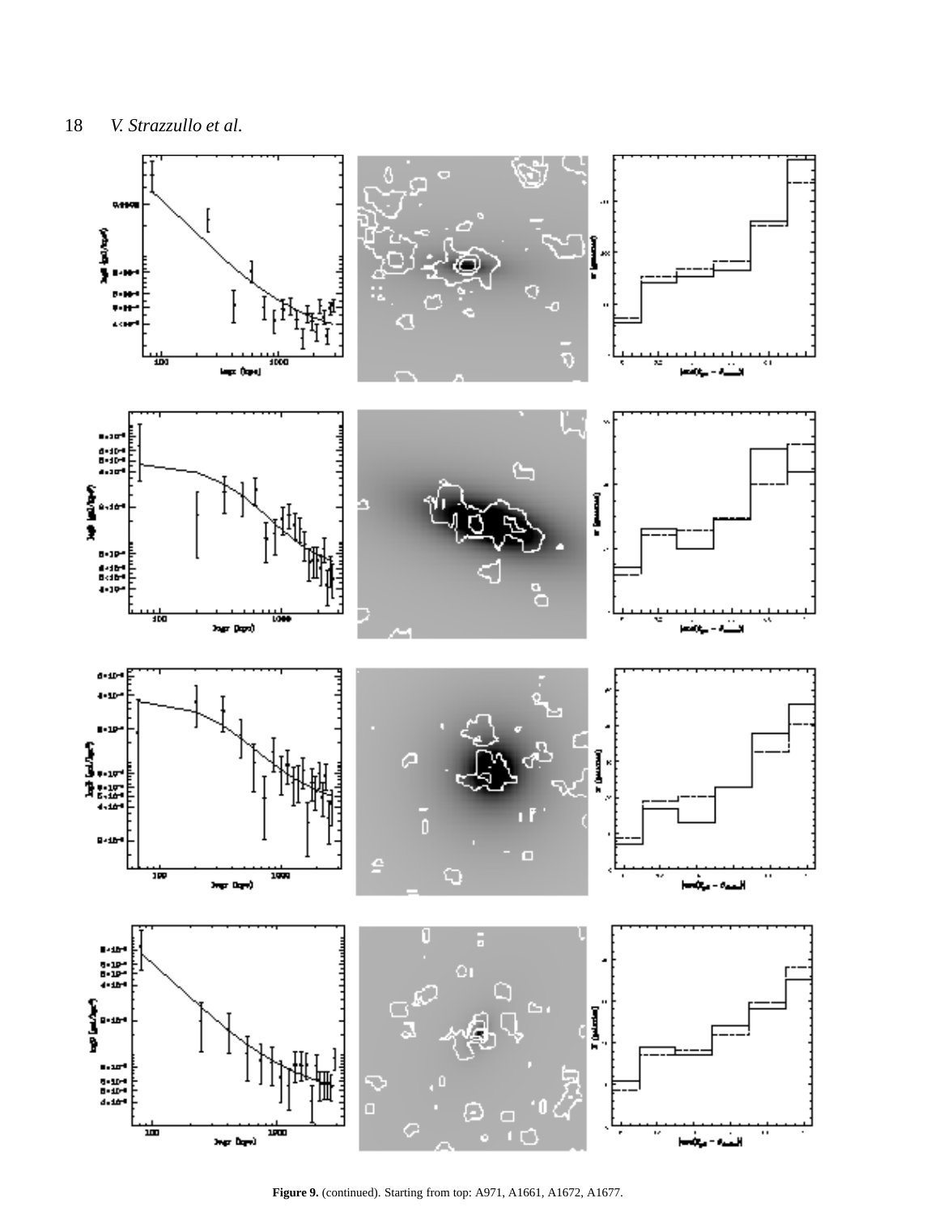**Figure 9.** (continued). Starting from top: A971, A1661, A1672, A1677.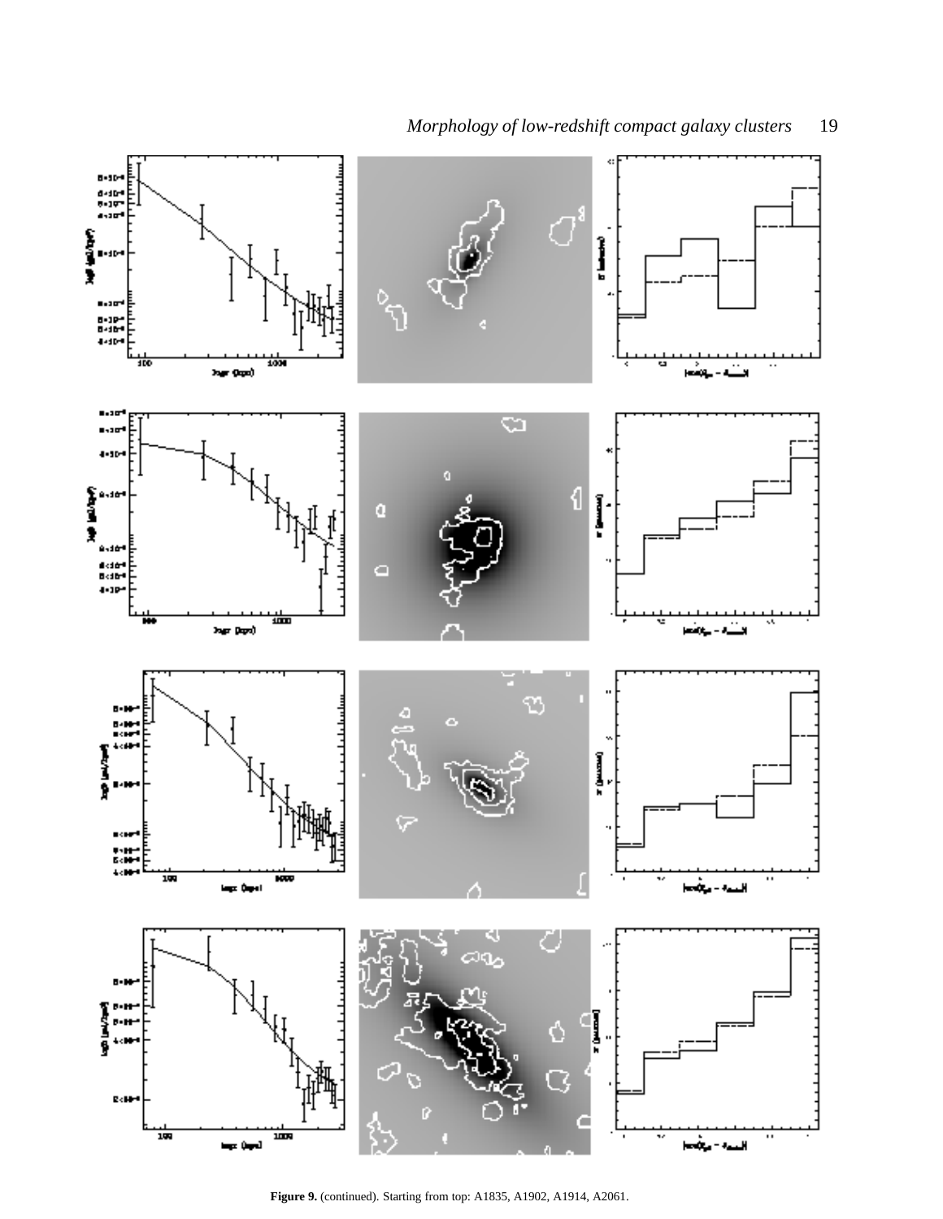**Figure 9.** (continued). Starting from top: A1835, A1902, A1914, A2061.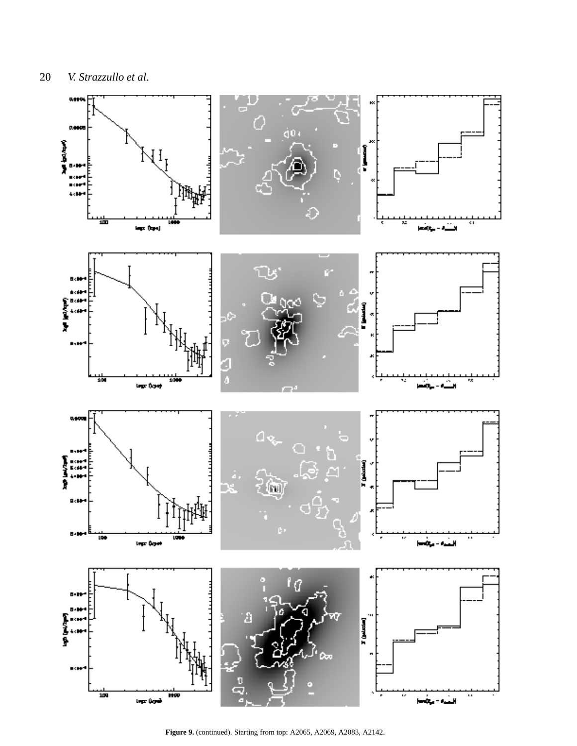**Figure 9.** (continued). Starting from top: A2065, A2069, A2083, A2142.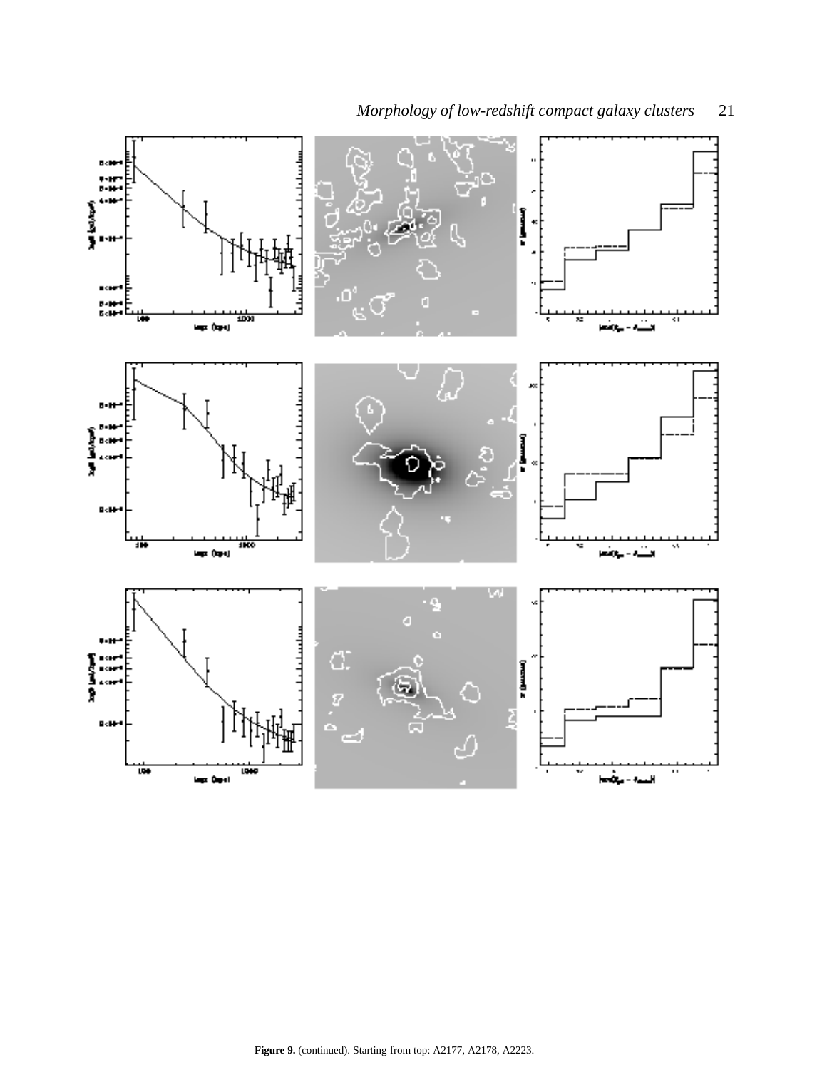**Figure 9.** (continued). Starting from top: A2177, A2178, A2223.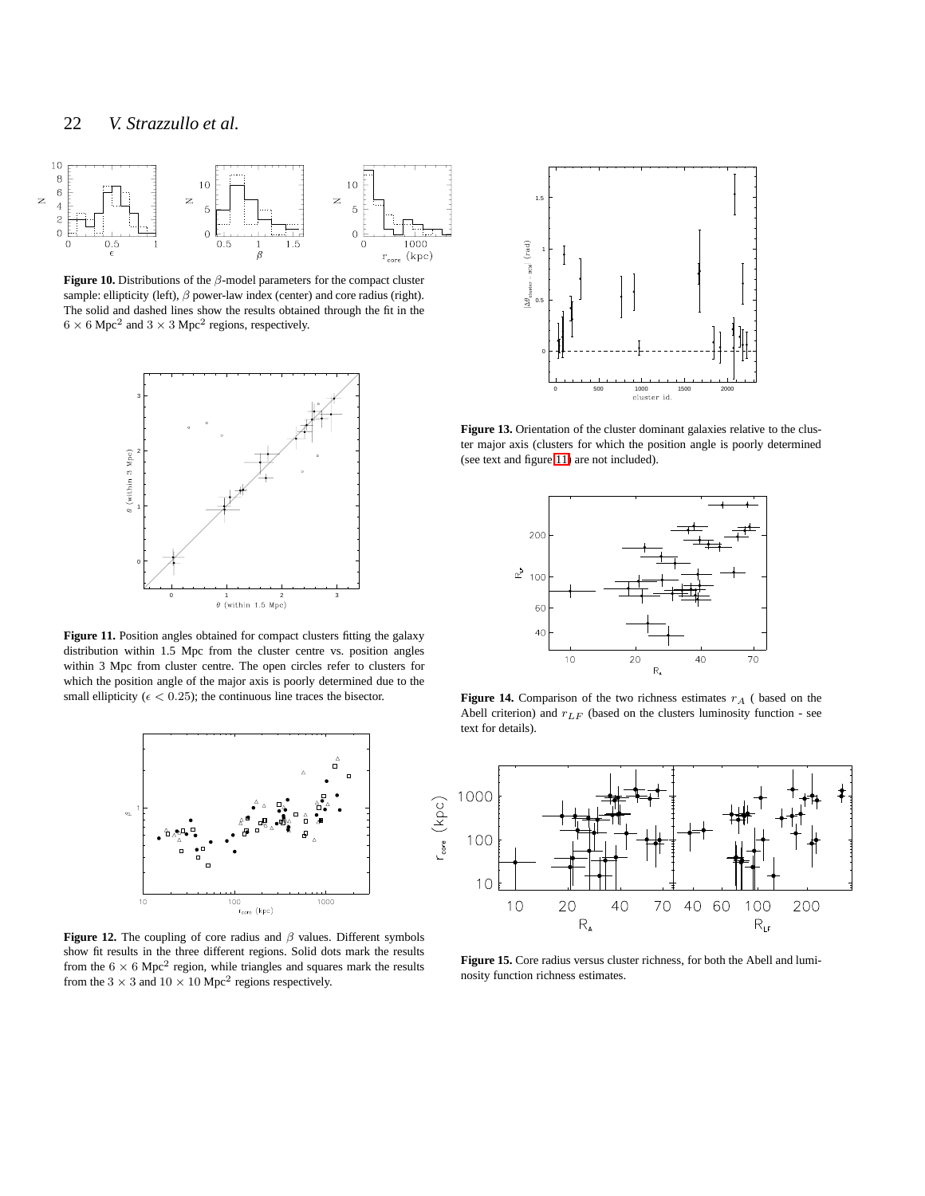**Figure 10.** Distributions of the $\beta$-model parameters for the compact cluster sample: ellipticity (left), $\beta$ power-law index (center) and core radius (right). The solid and dashed lines show the results obtained through the fit in the $6 \times 6$ Mpc$^2$ and $3 \times 3$ Mpc$^2$ regions, respectively.

**Figure 11.** Position angles obtained for compact clusters fitting the galaxy distribution within 1.5 Mpc from the cluster centre vs. position angles within 3 Mpc from cluster centre. The open circles refer to clusters for which the position angle of the major axis is poorly determined due to the small ellipticity ($\epsilon < 0.25$); the continuous line traces the bisector.

**Figure 12.** The coupling of core radius and $\beta$ values. Different symbols show fit results in the three different regions. Solid dots mark the results from the $6 \times 6$ Mpc$^2$ region, while triangles and squares mark the results from the $3 \times 3$ and $10 \times 10$ Mpc$^2$ regions respectively.

**Figure 13.** Orientation of the cluster dominant galaxies relative to the cluster major axis (clusters for which the position angle is poorly determined (see text and figure 11) are not included).

**Figure 14.** Comparison of the two richness estimates $r_A$ ( based on the Abell criterion) and $r_{LF}$ (based on the clusters luminosity function - see text for details).

**Figure 15.** Core radius versus cluster richness, for both the Abell and luminosity function richness estimates.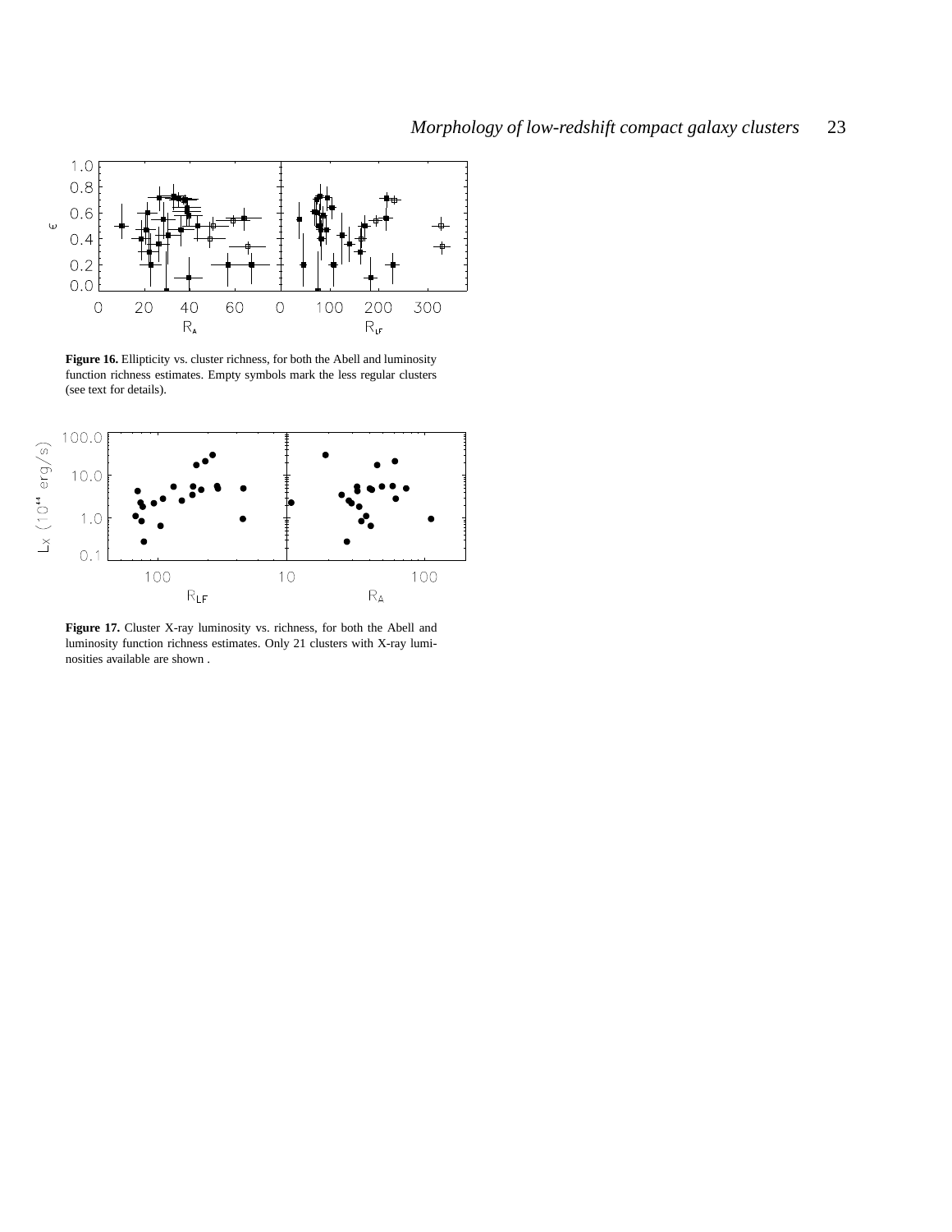ε

1.0
0.8
0.6
0.4
0.2
0.0

0 20 40 60

$R_A$

0 100 200 300

$R_{LF}$

**Figure 16.** Ellipticity vs. cluster richness, for both the Abell and luminosity function richness estimates. Empty symbols mark the less regular clusters (see text for details).

Lx ($10^{44}$ erg/s)

100.0
10.0
1.0
0.1

100

$R_{LF}$

10 100

$R_A$

**Figure 17.** Cluster X-ray luminosity vs. richness, for both the Abell and luminosity function richness estimates. Only 21 clusters with X-ray luminosities available are shown .